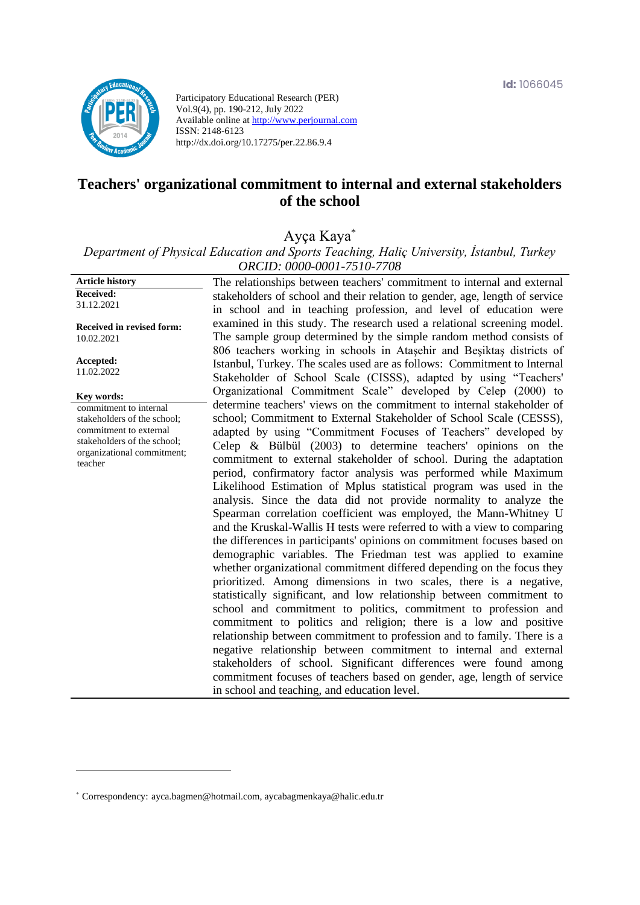Id: 1066045

Participatory Educational Research (PER)
Vol.9(4), pp. 190-212, July 2022
Available online at http://www.perjournal.com
ISSN: 2148-6123
http://dx.doi.org/10.17275/per.22.86.9.4

# Teachers' organizational commitment to internal and external stakeholders of the school

Ayça Kaya[*]

*Department of Physical Education and Sports Teaching, Haliç University, İstanbul, Turkey*
*ORCID: 0000-0001-7510-7708*

**Article history**
**Received:**
31.12.2021

**Received in revised form:**
10.02.2021

**Accepted:**
11.02.2022

**Key words:**
commitment to internal stakeholders of the school; commitment to external stakeholders of the school; organizational commitment; teacher

The relationships between teachers' commitment to internal and external stakeholders of school and their relation to gender, age, length of service in school and in teaching profession, and level of education were examined in this study. The research used a relational screening model. The sample group determined by the simple random method consists of 806 teachers working in schools in Ataşehir and Beşiktaş districts of Istanbul, Turkey. The scales used are as follows: Commitment to Internal Stakeholder of School Scale (CISSS), adapted by using "Teachers' Organizational Commitment Scale" developed by Celep (2000) to determine teachers' views on the commitment to internal stakeholder of school; Commitment to External Stakeholder of School Scale (CESSS), adapted by using "Commitment Focuses of Teachers" developed by Celep & Bülbül (2003) to determine teachers' opinions on the commitment to external stakeholder of school. During the adaptation period, confirmatory factor analysis was performed while Maximum Likelihood Estimation of Mplus statistical program was used in the analysis. Since the data did not provide normality to analyze the Spearman correlation coefficient was employed, the Mann-Whitney U and the Kruskal-Wallis H tests were referred to with a view to comparing the differences in participants' opinions on commitment focuses based on demographic variables. The Friedman test was applied to examine whether organizational commitment differed depending on the focus they prioritized. Among dimensions in two scales, there is a negative, statistically significant, and low relationship between commitment to school and commitment to politics, commitment to profession and commitment to politics and religion; there is a low and positive relationship between commitment to profession and to family. There is a negative relationship between commitment to internal and external stakeholders of school. Significant differences were found among commitment focuses of teachers based on gender, age, length of service in school and teaching, and education level.

---

[*] Correspondency: ayca.bagmen@hotmail.com, aycabagmenkaya@halic.edu.tr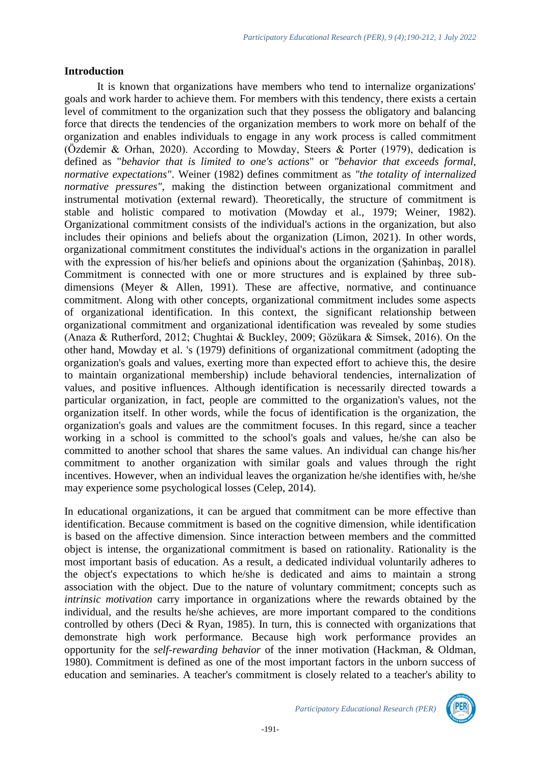## Introduction

It is known that organizations have members who tend to internalize organizations' goals and work harder to achieve them. For members with this tendency, there exists a certain level of commitment to the organization such that they possess the obligatory and balancing force that directs the tendencies of the organization members to work more on behalf of the organization and enables individuals to engage in any work process is called commitment (Özdemir & Orhan, 2020). According to Mowday, Steers & Porter (1979), dedication is defined as "*behavior that is limited to one's actions*" or *"behavior that exceeds formal, normative expectations"*. Weiner (1982) defines commitment as *"the totality of internalized normative pressures"*, making the distinction between organizational commitment and instrumental motivation (external reward). Theoretically, the structure of commitment is stable and holistic compared to motivation (Mowday et al., 1979; Weiner, 1982). Organizational commitment consists of the individual's actions in the organization, but also includes their opinions and beliefs about the organization (Limon, 2021). In other words, organizational commitment constitutes the individual's actions in the organization in parallel with the expression of his/her beliefs and opinions about the organization (Şahinbaş, 2018). Commitment is connected with one or more structures and is explained by three sub-dimensions (Meyer & Allen, 1991). These are affective, normative, and continuance commitment. Along with other concepts, organizational commitment includes some aspects of organizational identification. In this context, the significant relationship between organizational commitment and organizational identification was revealed by some studies (Anaza & Rutherford, 2012; Chughtai & Buckley, 2009; Gözükara & Simsek, 2016). On the other hand, Mowday et al. 's (1979) definitions of organizational commitment (adopting the organization's goals and values, exerting more than expected effort to achieve this, the desire to maintain organizational membership) include behavioral tendencies, internalization of values, and positive influences. Although identification is necessarily directed towards a particular organization, in fact, people are committed to the organization's values, not the organization itself. In other words, while the focus of identification is the organization, the organization's goals and values are the commitment focuses. In this regard, since a teacher working in a school is committed to the school's goals and values, he/she can also be committed to another school that shares the same values. An individual can change his/her commitment to another organization with similar goals and values through the right incentives. However, when an individual leaves the organization he/she identifies with, he/she may experience some psychological losses (Celep, 2014).

In educational organizations, it can be argued that commitment can be more effective than identification. Because commitment is based on the cognitive dimension, while identification is based on the affective dimension. Since interaction between members and the committed object is intense, the organizational commitment is based on rationality. Rationality is the most important basis of education. As a result, a dedicated individual voluntarily adheres to the object's expectations to which he/she is dedicated and aims to maintain a strong association with the object. Due to the nature of voluntary commitment; concepts such as *intrinsic motivation* carry importance in organizations where the rewards obtained by the individual, and the results he/she achieves, are more important compared to the conditions controlled by others (Deci & Ryan, 1985). In turn, this is connected with organizations that demonstrate high work performance. Because high work performance provides an opportunity for the *self-rewarding behavior* of the inner motivation (Hackman, & Oldman, 1980). Commitment is defined as one of the most important factors in the unborn success of education and seminaries. A teacher's commitment is closely related to a teacher's ability to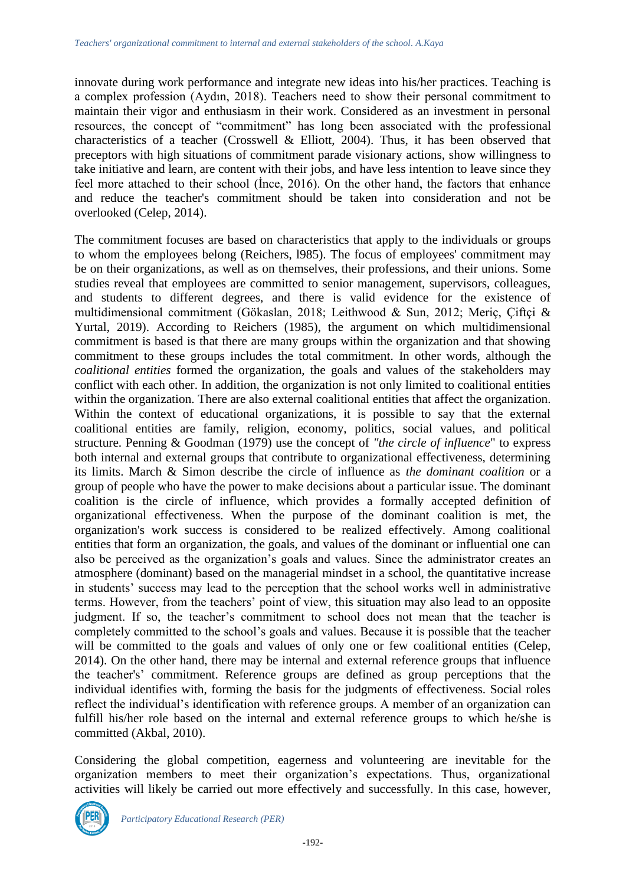innovate during work performance and integrate new ideas into his/her practices. Teaching is a complex profession (Aydın, 2018). Teachers need to show their personal commitment to maintain their vigor and enthusiasm in their work. Considered as an investment in personal resources, the concept of "commitment" has long been associated with the professional characteristics of a teacher (Crosswell & Elliott, 2004). Thus, it has been observed that preceptors with high situations of commitment parade visionary actions, show willingness to take initiative and learn, are content with their jobs, and have less intention to leave since they feel more attached to their school (İnce, 2016). On the other hand, the factors that enhance and reduce the teacher's commitment should be taken into consideration and not be overlooked (Celep, 2014).

The commitment focuses are based on characteristics that apply to the individuals or groups to whom the employees belong (Reichers, l985). The focus of employees' commitment may be on their organizations, as well as on themselves, their professions, and their unions. Some studies reveal that employees are committed to senior management, supervisors, colleagues, and students to different degrees, and there is valid evidence for the existence of multidimensional commitment (Gökaslan, 2018; Leithwood & Sun, 2012; Meriç, Çiftçi & Yurtal, 2019). According to Reichers (1985), the argument on which multidimensional commitment is based is that there are many groups within the organization and that showing commitment to these groups includes the total commitment. In other words, although the *coalitional entities* formed the organization, the goals and values of the stakeholders may conflict with each other. In addition, the organization is not only limited to coalitional entities within the organization. There are also external coalitional entities that affect the organization. Within the context of educational organizations, it is possible to say that the external coalitional entities are family, religion, economy, politics, social values, and political structure. Penning & Goodman (1979) use the concept of *"the circle of influence*" to express both internal and external groups that contribute to organizational effectiveness, determining its limits. March & Simon describe the circle of influence as *the dominant coalition* or a group of people who have the power to make decisions about a particular issue. The dominant coalition is the circle of influence, which provides a formally accepted definition of organizational effectiveness. When the purpose of the dominant coalition is met, the organization's work success is considered to be realized effectively. Among coalitional entities that form an organization, the goals, and values of the dominant or influential one can also be perceived as the organization's goals and values. Since the administrator creates an atmosphere (dominant) based on the managerial mindset in a school, the quantitative increase in students' success may lead to the perception that the school works well in administrative terms. However, from the teachers' point of view, this situation may also lead to an opposite judgment. If so, the teacher's commitment to school does not mean that the teacher is completely committed to the school's goals and values. Because it is possible that the teacher will be committed to the goals and values of only one or few coalitional entities (Celep, 2014). On the other hand, there may be internal and external reference groups that influence the teacher's' commitment. Reference groups are defined as group perceptions that the individual identifies with, forming the basis for the judgments of effectiveness. Social roles reflect the individual's identification with reference groups. A member of an organization can fulfill his/her role based on the internal and external reference groups to which he/she is committed (Akbal, 2010).

Considering the global competition, eagerness and volunteering are inevitable for the organization members to meet their organization's expectations. Thus, organizational activities will likely be carried out more effectively and successfully. In this case, however,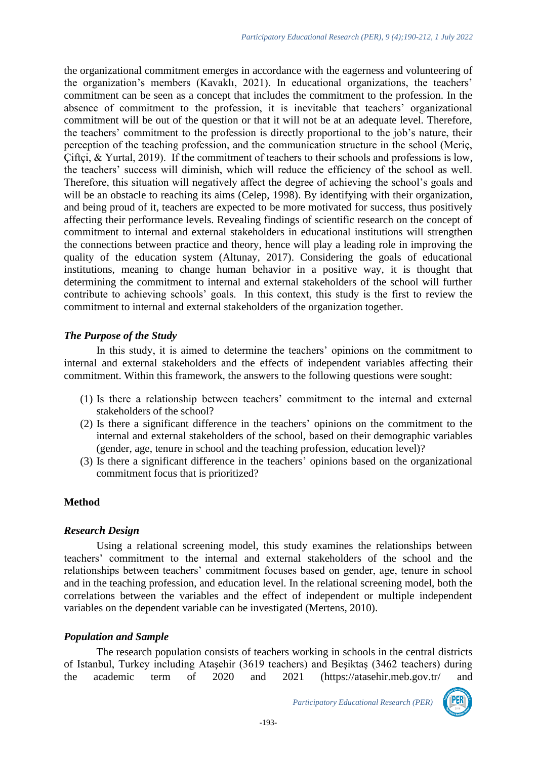the organizational commitment emerges in accordance with the eagerness and volunteering of the organization's members (Kavaklı, 2021). In educational organizations, the teachers' commitment can be seen as a concept that includes the commitment to the profession. In the absence of commitment to the profession, it is inevitable that teachers' organizational commitment will be out of the question or that it will not be at an adequate level. Therefore, the teachers' commitment to the profession is directly proportional to the job's nature, their perception of the teaching profession, and the communication structure in the school (Meriç, Çiftçi, & Yurtal, 2019). If the commitment of teachers to their schools and professions is low, the teachers' success will diminish, which will reduce the efficiency of the school as well. Therefore, this situation will negatively affect the degree of achieving the school's goals and will be an obstacle to reaching its aims (Celep, 1998). By identifying with their organization, and being proud of it, teachers are expected to be more motivated for success, thus positively affecting their performance levels. Revealing findings of scientific research on the concept of commitment to internal and external stakeholders in educational institutions will strengthen the connections between practice and theory, hence will play a leading role in improving the quality of the education system (Altunay, 2017). Considering the goals of educational institutions, meaning to change human behavior in a positive way, it is thought that determining the commitment to internal and external stakeholders of the school will further contribute to achieving schools' goals. In this context, this study is the first to review the commitment to internal and external stakeholders of the organization together.

### *The Purpose of the Study*

In this study, it is aimed to determine the teachers' opinions on the commitment to internal and external stakeholders and the effects of independent variables affecting their commitment. Within this framework, the answers to the following questions were sought:

(1) Is there a relationship between teachers' commitment to the internal and external stakeholders of the school?
(2) Is there a significant difference in the teachers' opinions on the commitment to the internal and external stakeholders of the school, based on their demographic variables (gender, age, tenure in school and the teaching profession, education level)?
(3) Is there a significant difference in the teachers' opinions based on the organizational commitment focus that is prioritized?

## Method

### *Research Design*

Using a relational screening model, this study examines the relationships between teachers' commitment to the internal and external stakeholders of the school and the relationships between teachers' commitment focuses based on gender, age, tenure in school and in the teaching profession, and education level. In the relational screening model, both the correlations between the variables and the effect of independent or multiple independent variables on the dependent variable can be investigated (Mertens, 2010).

### *Population and Sample*

The research population consists of teachers working in schools in the central districts of Istanbul, Turkey including Ataşehir (3619 teachers) and Beşiktaş (3462 teachers) during the academic term of 2020 and 2021 (https://atasehir.meb.gov.tr/ and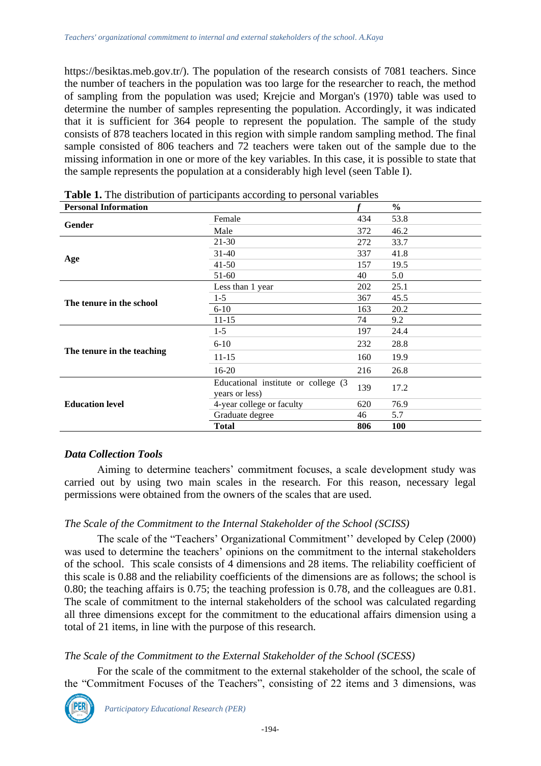https://besiktas.meb.gov.tr/). The population of the research consists of 7081 teachers. Since the number of teachers in the population was too large for the researcher to reach, the method of sampling from the population was used; Krejcie and Morgan's (1970) table was used to determine the number of samples representing the population. Accordingly, it was indicated that it is sufficient for 364 people to represent the population. The sample of the study consists of 878 teachers located in this region with simple random sampling method. The final sample consisted of 806 teachers and 72 teachers were taken out of the sample due to the missing information in one or more of the key variables. In this case, it is possible to state that the sample represents the population at a considerably high level (seen Table I).

**Table 1.** The distribution of participants according to personal variables

| **Personal Information** | | ***f*** | **%** |
|---|---|---|---|
| **Gender** | Female | 434 | 53.8 |
| | Male | 372 | 46.2 |
| **Age** | 21-30 | 272 | 33.7 |
| | 31-40 | 337 | 41.8 |
| | 41-50 | 157 | 19.5 |
| | 51-60 | 40 | 5.0 |
| **The tenure in the school** | Less than 1 year | 202 | 25.1 |
| | 1-5 | 367 | 45.5 |
| | 6-10 | 163 | 20.2 |
| | 11-15 | 74 | 9.2 |
| **The tenure in the teaching** | 1-5 | 197 | 24.4 |
| | 6-10 | 232 | 28.8 |
| | 11-15 | 160 | 19.9 |
| | 16-20 | 216 | 26.8 |
| **Education level** | Educational institute or college (3 years or less) | 139 | 17.2 |
| | 4-year college or faculty | 620 | 76.9 |
| | Graduate degree | 46 | 5.7 |
| | **Total** | **806** | **100** |

### *Data Collection Tools*

Aiming to determine teachers' commitment focuses, a scale development study was carried out by using two main scales in the research. For this reason, necessary legal permissions were obtained from the owners of the scales that are used.

#### *The Scale of the Commitment to the Internal Stakeholder of the School (SCISS)*

The scale of the "Teachers' Organizational Commitment'' developed by Celep (2000) was used to determine the teachers' opinions on the commitment to the internal stakeholders of the school. This scale consists of 4 dimensions and 28 items. The reliability coefficient of this scale is 0.88 and the reliability coefficients of the dimensions are as follows; the school is 0.80; the teaching affairs is 0.75; the teaching profession is 0.78, and the colleagues are 0.81. The scale of commitment to the internal stakeholders of the school was calculated regarding all three dimensions except for the commitment to the educational affairs dimension using a total of 21 items, in line with the purpose of this research.

#### *The Scale of the Commitment to the External Stakeholder of the School (SCESS)*

For the scale of the commitment to the external stakeholder of the school, the scale of the "Commitment Focuses of the Teachers", consisting of 22 items and 3 dimensions, was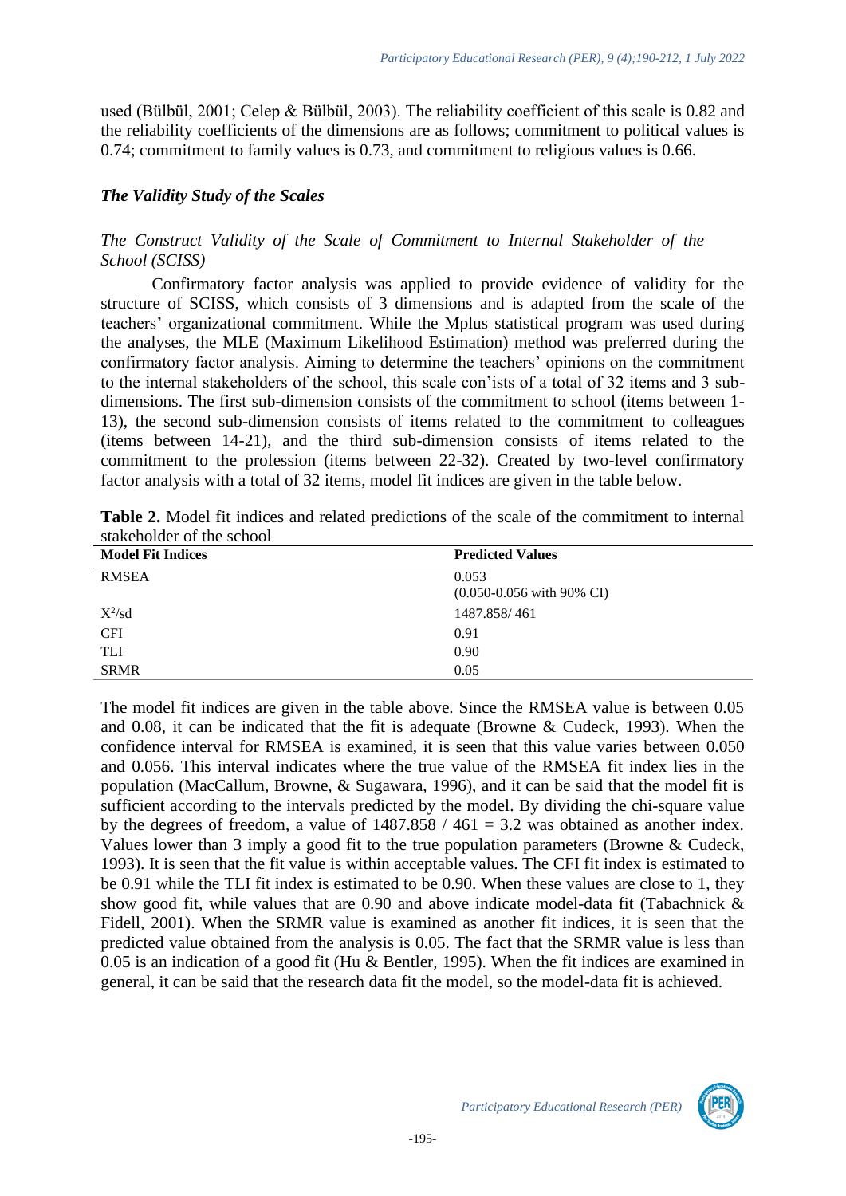used (Bülbül, 2001; Celep & Bülbül, 2003). The reliability coefficient of this scale is 0.82 and the reliability coefficients of the dimensions are as follows; commitment to political values is 0.74; commitment to family values is 0.73, and commitment to religious values is 0.66.

### *The Validity Study of the Scales*

#### *The Construct Validity of the Scale of Commitment to Internal Stakeholder of the School (SCISS)*

Confirmatory factor analysis was applied to provide evidence of validity for the structure of SCISS, which consists of 3 dimensions and is adapted from the scale of the teachers' organizational commitment. While the Mplus statistical program was used during the analyses, the MLE (Maximum Likelihood Estimation) method was preferred during the confirmatory factor analysis. Aiming to determine the teachers' opinions on the commitment to the internal stakeholders of the school, this scale con'ists of a total of 32 items and 3 sub-dimensions. The first sub-dimension consists of the commitment to school (items between 1-13), the second sub-dimension consists of items related to the commitment to colleagues (items between 14-21), and the third sub-dimension consists of items related to the commitment to the profession (items between 22-32). Created by two-level confirmatory factor analysis with a total of 32 items, model fit indices are given in the table below.

**Table 2.** Model fit indices and related predictions of the scale of the commitment to internal stakeholder of the school

| Model Fit Indices | Predicted Values |
|---|---|
| RMSEA | 0.053 (0.050-0.056 with 90% CI) |
| $X^2$/sd | 1487.858/ 461 |
| CFI | 0.91 |
| TLI | 0.90 |
| SRMR | 0.05 |

The model fit indices are given in the table above. Since the RMSEA value is between 0.05 and 0.08, it can be indicated that the fit is adequate (Browne & Cudeck, 1993). When the confidence interval for RMSEA is examined, it is seen that this value varies between 0.050 and 0.056. This interval indicates where the true value of the RMSEA fit index lies in the population (MacCallum, Browne, & Sugawara, 1996), and it can be said that the model fit is sufficient according to the intervals predicted by the model. By dividing the chi-square value by the degrees of freedom, a value of 1487.858 / 461 = 3.2 was obtained as another index. Values lower than 3 imply a good fit to the true population parameters (Browne & Cudeck, 1993). It is seen that the fit value is within acceptable values. The CFI fit index is estimated to be 0.91 while the TLI fit index is estimated to be 0.90. When these values are close to 1, they show good fit, while values that are 0.90 and above indicate model-data fit (Tabachnick & Fidell, 2001). When the SRMR value is examined as another fit indices, it is seen that the predicted value obtained from the analysis is 0.05. The fact that the SRMR value is less than 0.05 is an indication of a good fit (Hu & Bentler, 1995). When the fit indices are examined in general, it can be said that the research data fit the model, so the model-data fit is achieved.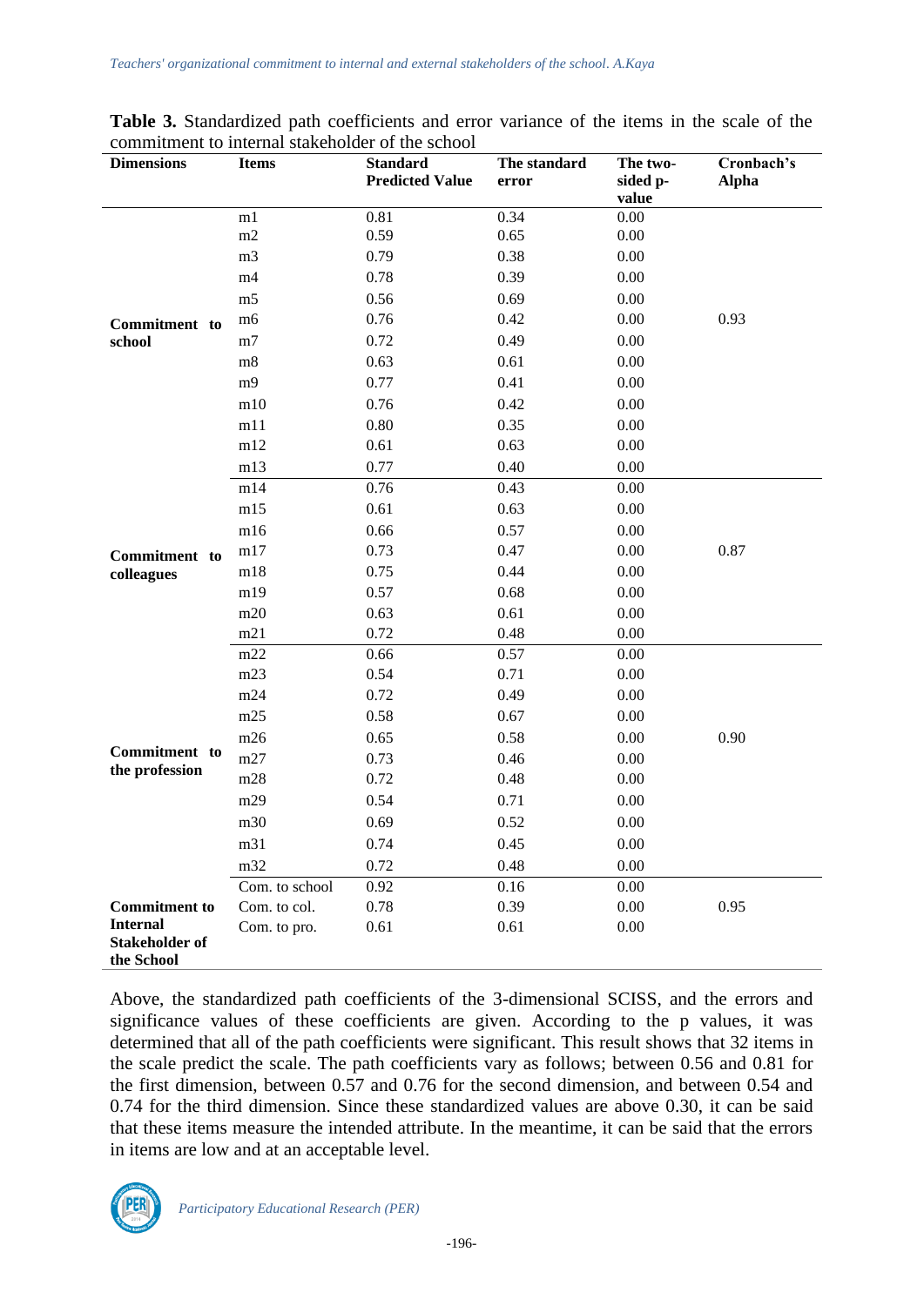**Table 3.** Standardized path coefficients and error variance of the items in the scale of the commitment to internal stakeholder of the school

| Dimensions | Items | Standard Predicted Value | The standard error | The two-sided p-value | Cronbach's Alpha |
|---|---|---|---|---|---|
| **Commitment to school** | m1 | 0.81 | 0.34 | 0.00 | 0.93 |
| | m2 | 0.59 | 0.65 | 0.00 | |
| | m3 | 0.79 | 0.38 | 0.00 | |
| | m4 | 0.78 | 0.39 | 0.00 | |
| | m5 | 0.56 | 0.69 | 0.00 | |
| | m6 | 0.76 | 0.42 | 0.00 | |
| | m7 | 0.72 | 0.49 | 0.00 | |
| | m8 | 0.63 | 0.61 | 0.00 | |
| | m9 | 0.77 | 0.41 | 0.00 | |
| | m10 | 0.76 | 0.42 | 0.00 | |
| | m11 | 0.80 | 0.35 | 0.00 | |
| | m12 | 0.61 | 0.63 | 0.00 | |
| | m13 | 0.77 | 0.40 | 0.00 | |
| **Commitment to colleagues** | m14 | 0.76 | 0.43 | 0.00 | 0.87 |
| | m15 | 0.61 | 0.63 | 0.00 | |
| | m16 | 0.66 | 0.57 | 0.00 | |
| | m17 | 0.73 | 0.47 | 0.00 | |
| | m18 | 0.75 | 0.44 | 0.00 | |
| | m19 | 0.57 | 0.68 | 0.00 | |
| | m20 | 0.63 | 0.61 | 0.00 | |
| | m21 | 0.72 | 0.48 | 0.00 | |
| **Commitment to the profession** | m22 | 0.66 | 0.57 | 0.00 | 0.90 |
| | m23 | 0.54 | 0.71 | 0.00 | |
| | m24 | 0.72 | 0.49 | 0.00 | |
| | m25 | 0.58 | 0.67 | 0.00 | |
| | m26 | 0.65 | 0.58 | 0.00 | |
| | m27 | 0.73 | 0.46 | 0.00 | |
| | m28 | 0.72 | 0.48 | 0.00 | |
| | m29 | 0.54 | 0.71 | 0.00 | |
| | m30 | 0.69 | 0.52 | 0.00 | |
| | m31 | 0.74 | 0.45 | 0.00 | |
| | m32 | 0.72 | 0.48 | 0.00 | |
| **Commitment to Internal Stakeholder of the School** | Com. to school | 0.92 | 0.16 | 0.00 | 0.95 |
| | Com. to col. | 0.78 | 0.39 | 0.00 | |
| | Com. to pro. | 0.61 | 0.61 | 0.00 | |

Above, the standardized path coefficients of the 3-dimensional SCISS, and the errors and significance values of these coefficients are given. According to the p values, it was determined that all of the path coefficients were significant. This result shows that 32 items in the scale predict the scale. The path coefficients vary as follows; between 0.56 and 0.81 for the first dimension, between 0.57 and 0.76 for the second dimension, and between 0.54 and 0.74 for the third dimension. Since these standardized values are above 0.30, it can be said that these items measure the intended attribute. In the meantime, it can be said that the errors in items are low and at an acceptable level.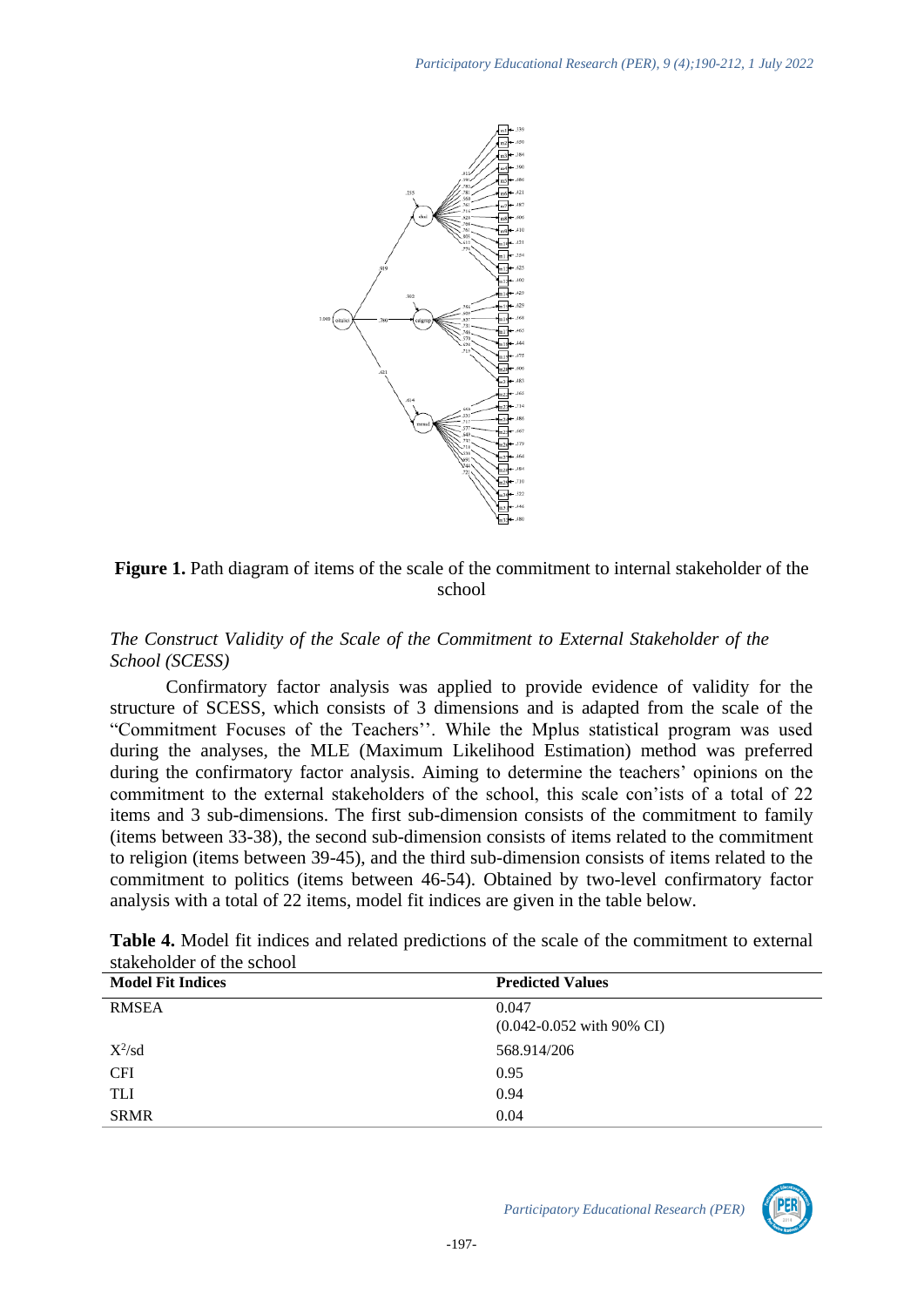**Figure 1.** Path diagram of items of the scale of the commitment to internal stakeholder of the school

*The Construct Validity of the Scale of the Commitment to External Stakeholder of the School (SCESS)*

Confirmatory factor analysis was applied to provide evidence of validity for the structure of SCESS, which consists of 3 dimensions and is adapted from the scale of the "Commitment Focuses of the Teachers''. While the Mplus statistical program was used during the analyses, the MLE (Maximum Likelihood Estimation) method was preferred during the confirmatory factor analysis. Aiming to determine the teachers' opinions on the commitment to the external stakeholders of the school, this scale con'ists of a total of 22 items and 3 sub-dimensions. The first sub-dimension consists of the commitment to family (items between 33-38), the second sub-dimension consists of items related to the commitment to religion (items between 39-45), and the third sub-dimension consists of items related to the commitment to politics (items between 46-54). Obtained by two-level confirmatory factor analysis with a total of 22 items, model fit indices are given in the table below.

**Table 4.** Model fit indices and related predictions of the scale of the commitment to external stakeholder of the school

| Model Fit Indices | Predicted Values |
|---|---|
| RMSEA | 0.047 (0.042-0.052 with 90% CI) |
| $X^2$/sd | 568.914/206 |
| CFI | 0.95 |
| TLI | 0.94 |
| SRMR | 0.04 |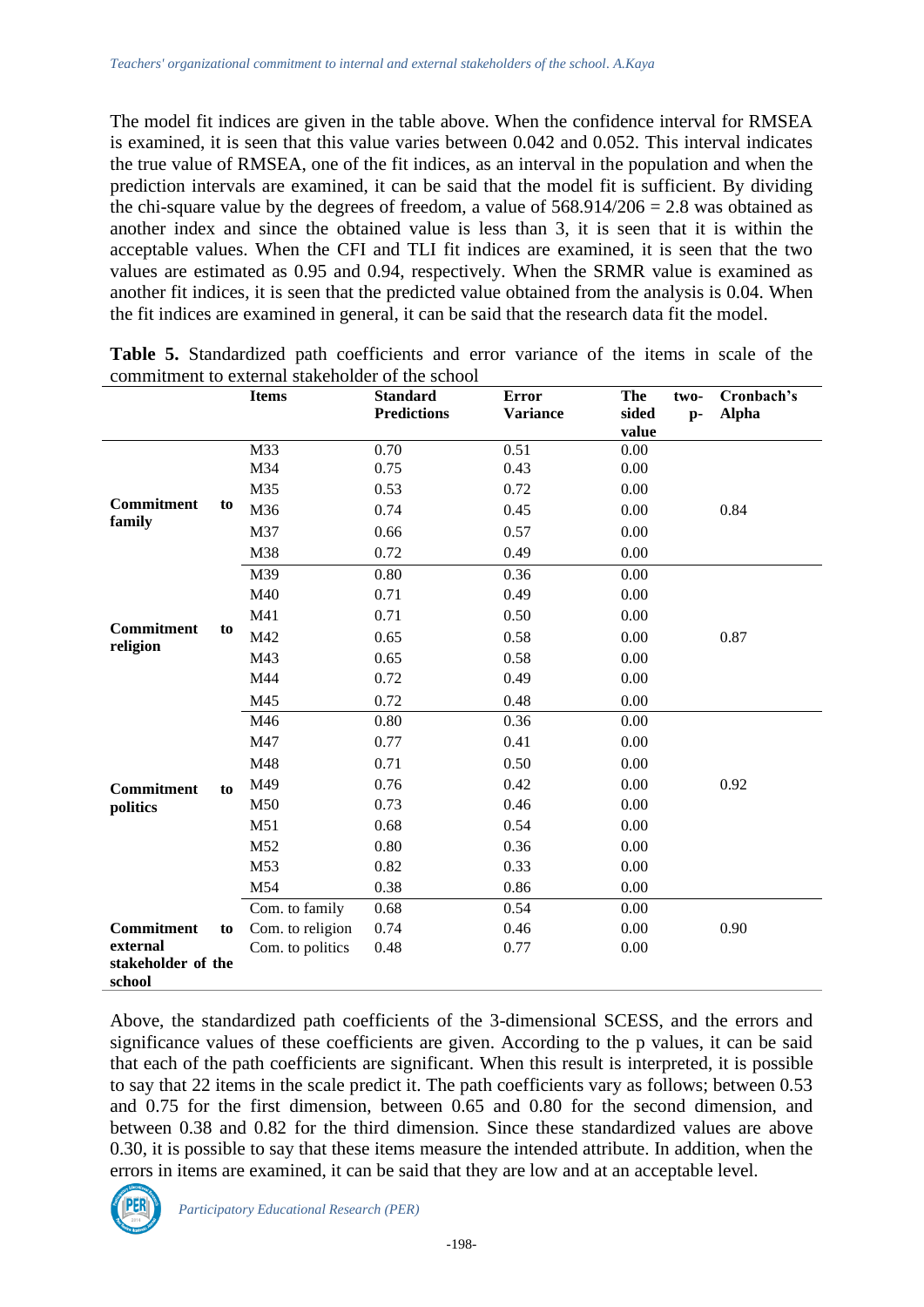The model fit indices are given in the table above. When the confidence interval for RMSEA is examined, it is seen that this value varies between 0.042 and 0.052. This interval indicates the true value of RMSEA, one of the fit indices, as an interval in the population and when the prediction intervals are examined, it can be said that the model fit is sufficient. By dividing the chi-square value by the degrees of freedom, a value of 568.914/206 = 2.8 was obtained as another index and since the obtained value is less than 3, it is seen that it is within the acceptable values. When the CFI and TLI fit indices are examined, it is seen that the two values are estimated as 0.95 and 0.94, respectively. When the SRMR value is examined as another fit indices, it is seen that the predicted value obtained from the analysis is 0.04. When the fit indices are examined in general, it can be said that the research data fit the model.

**Table 5.** Standardized path coefficients and error variance of the items in scale of the commitment to external stakeholder of the school

| | Items | Standard Predictions | Error Variance | The two-sided p-value | Cronbach's Alpha |
|---|---|---|---|---|---|
| **Commitment to family** | M33 | 0.70 | 0.51 | 0.00 | 0.84 |
| | M34 | 0.75 | 0.43 | 0.00 | |
| | M35 | 0.53 | 0.72 | 0.00 | |
| | M36 | 0.74 | 0.45 | 0.00 | |
| | M37 | 0.66 | 0.57 | 0.00 | |
| | M38 | 0.72 | 0.49 | 0.00 | |
| **Commitment to religion** | M39 | 0.80 | 0.36 | 0.00 | 0.87 |
| | M40 | 0.71 | 0.49 | 0.00 | |
| | M41 | 0.71 | 0.50 | 0.00 | |
| | M42 | 0.65 | 0.58 | 0.00 | |
| | M43 | 0.65 | 0.58 | 0.00 | |
| | M44 | 0.72 | 0.49 | 0.00 | |
| | M45 | 0.72 | 0.48 | 0.00 | |
| **Commitment to politics** | M46 | 0.80 | 0.36 | 0.00 | 0.92 |
| | M47 | 0.77 | 0.41 | 0.00 | |
| | M48 | 0.71 | 0.50 | 0.00 | |
| | M49 | 0.76 | 0.42 | 0.00 | |
| | M50 | 0.73 | 0.46 | 0.00 | |
| | M51 | 0.68 | 0.54 | 0.00 | |
| | M52 | 0.80 | 0.36 | 0.00 | |
| | M53 | 0.82 | 0.33 | 0.00 | |
| | M54 | 0.38 | 0.86 | 0.00 | |
| **Commitment to external stakeholder of the school** | Com. to family | 0.68 | 0.54 | 0.00 | 0.90 |
| | Com. to religion | 0.74 | 0.46 | 0.00 | |
| | Com. to politics | 0.48 | 0.77 | 0.00 | |

Above, the standardized path coefficients of the 3-dimensional SCESS, and the errors and significance values of these coefficients are given. According to the p values, it can be said that each of the path coefficients are significant. When this result is interpreted, it is possible to say that 22 items in the scale predict it. The path coefficients vary as follows; between 0.53 and 0.75 for the first dimension, between 0.65 and 0.80 for the second dimension, and between 0.38 and 0.82 for the third dimension. Since these standardized values are above 0.30, it is possible to say that these items measure the intended attribute. In addition, when the errors in items are examined, it can be said that they are low and at an acceptable level.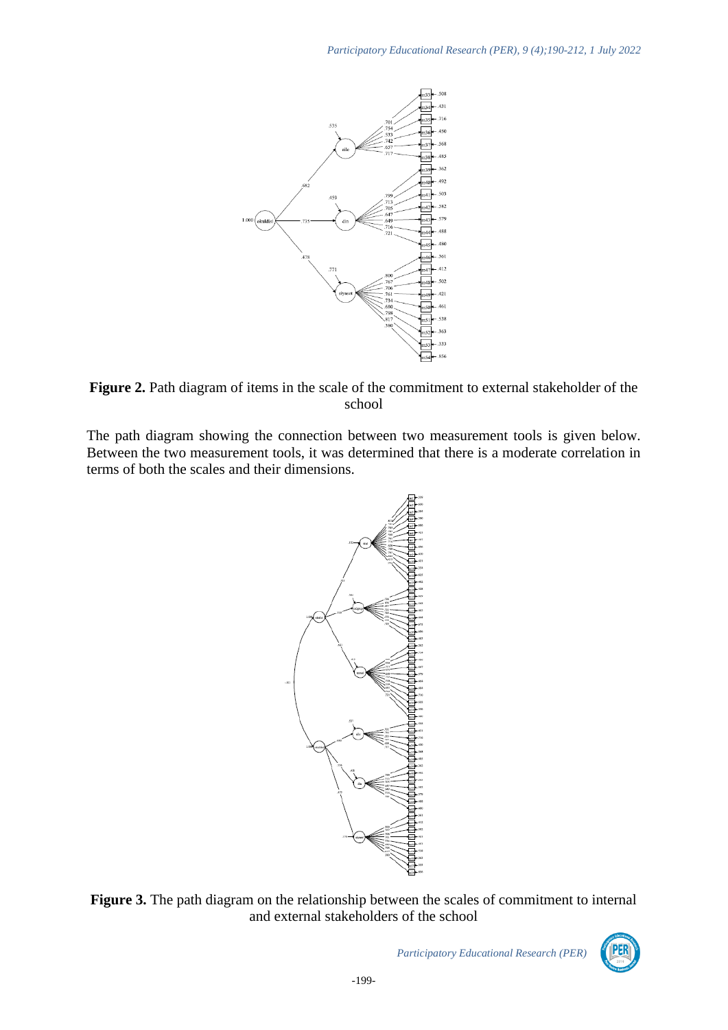**Figure 2.** Path diagram of items in the scale of the commitment to external stakeholder of the school

The path diagram showing the connection between two measurement tools is given below. Between the two measurement tools, it was determined that there is a moderate correlation in terms of both the scales and their dimensions.

**Figure 3.** The path diagram on the relationship between the scales of commitment to internal and external stakeholders of the school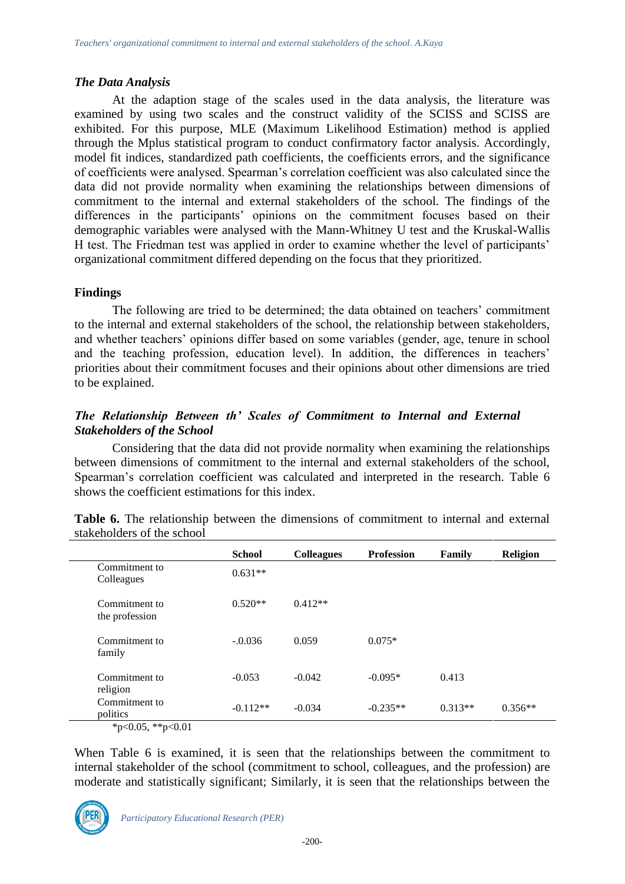### *The Data Analysis*

At the adaption stage of the scales used in the data analysis, the literature was examined by using two scales and the construct validity of the SCISS and SCISS are exhibited. For this purpose, MLE (Maximum Likelihood Estimation) method is applied through the Mplus statistical program to conduct confirmatory factor analysis. Accordingly, model fit indices, standardized path coefficients, the coefficients errors, and the significance of coefficients were analysed. Spearman's correlation coefficient was also calculated since the data did not provide normality when examining the relationships between dimensions of commitment to the internal and external stakeholders of the school. The findings of the differences in the participants' opinions on the commitment focuses based on their demographic variables were analysed with the Mann-Whitney U test and the Kruskal-Wallis H test. The Friedman test was applied in order to examine whether the level of participants' organizational commitment differed depending on the focus that they prioritized.

### **Findings**

The following are tried to be determined; the data obtained on teachers' commitment to the internal and external stakeholders of the school, the relationship between stakeholders, and whether teachers' opinions differ based on some variables (gender, age, tenure in school and the teaching profession, education level). In addition, the differences in teachers' priorities about their commitment focuses and their opinions about other dimensions are tried to be explained.

### *The Relationship Between th' Scales of Commitment to Internal and External Stakeholders of the School*

Considering that the data did not provide normality when examining the relationships between dimensions of commitment to the internal and external stakeholders of the school, Spearman's correlation coefficient was calculated and interpreted in the research. Table 6 shows the coefficient estimations for this index.

**Table 6.** The relationship between the dimensions of commitment to internal and external stakeholders of the school

| | School | Colleagues | Profession | Family | Religion |
|---|---|---|---|---|---|
| Commitment to Colleagues | 0.631** | | | | |
| Commitment to the profession | 0.520** | 0.412** | | | |
| Commitment to family | -.0.036 | 0.059 | 0.075* | | |
| Commitment to religion | -0.053 | -0.042 | -0.095* | 0.413 | |
| Commitment to politics | -0.112** | -0.034 | -0.235** | 0.313** | 0.356** |

*p<0.05, **p<0.01

When Table 6 is examined, it is seen that the relationships between the commitment to internal stakeholder of the school (commitment to school, colleagues, and the profession) are moderate and statistically significant; Similarly, it is seen that the relationships between the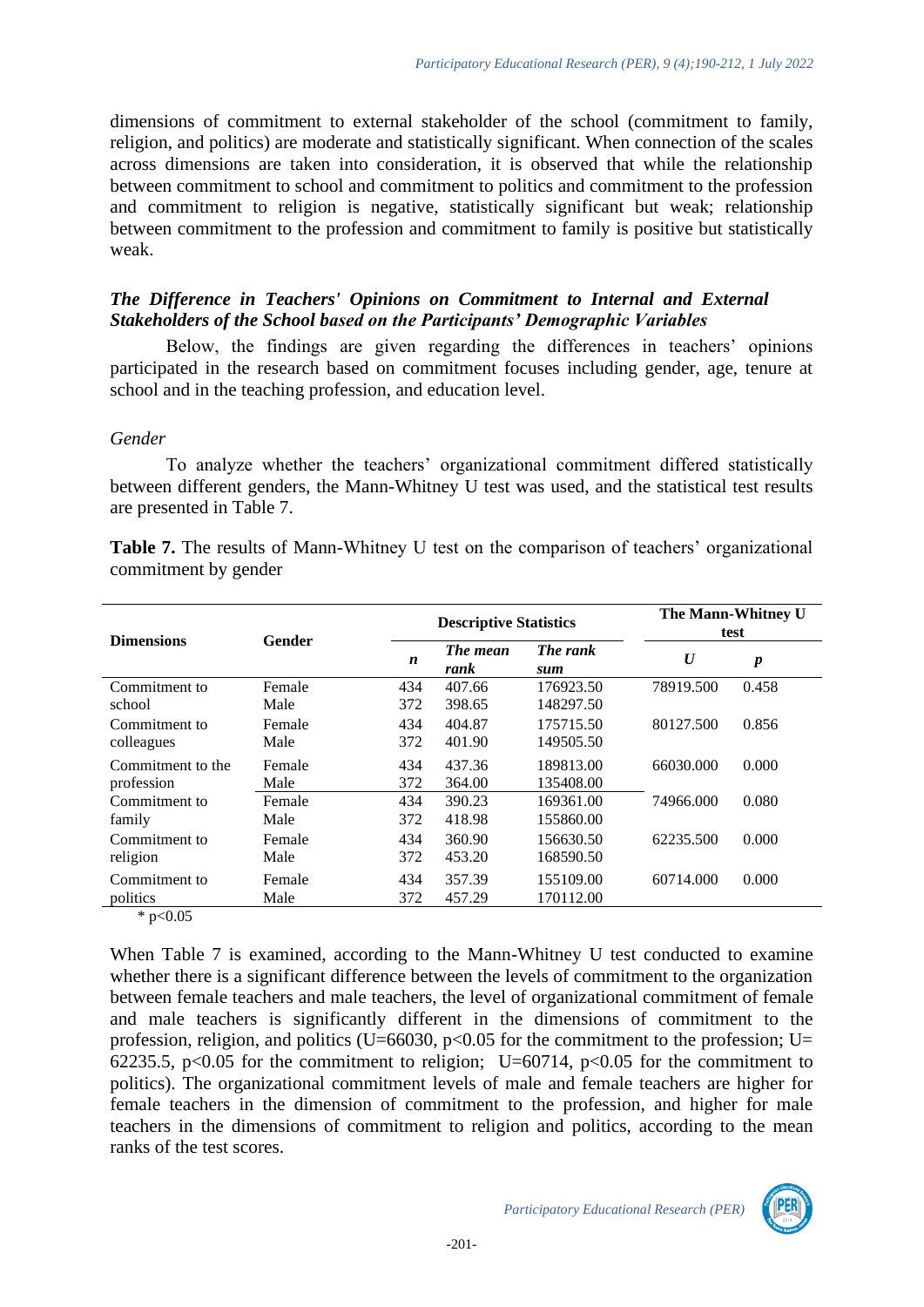dimensions of commitment to external stakeholder of the school (commitment to family, religion, and politics) are moderate and statistically significant. When connection of the scales across dimensions are taken into consideration, it is observed that while the relationship between commitment to school and commitment to politics and commitment to the profession and commitment to religion is negative, statistically significant but weak; relationship between commitment to the profession and commitment to family is positive but statistically weak.

### *The Difference in Teachers' Opinions on Commitment to Internal and External Stakeholders of the School based on the Participants' Demographic Variables*

Below, the findings are given regarding the differences in teachers' opinions participated in the research based on commitment focuses including gender, age, tenure at school and in the teaching profession, and education level.

#### *Gender*

To analyze whether the teachers' organizational commitment differed statistically between different genders, the Mann-Whitney U test was used, and the statistical test results are presented in Table 7.

**Table 7.** The results of Mann-Whitney U test on the comparison of teachers' organizational commitment by gender

| Dimensions | Gender | Descriptive Statistics | | | The Mann-Whitney U test | |
|---|---|---|---|---|---|---|
| | | *n* | *The mean rank* | *The rank sum* | *U* | *p* |
| Commitment to school | Female | 434 | 407.66 | 176923.50 | 78919.500 | 0.458 |
| | Male | 372 | 398.65 | 148297.50 | | |
| Commitment to colleagues | Female | 434 | 404.87 | 175715.50 | 80127.500 | 0.856 |
| | Male | 372 | 401.90 | 149505.50 | | |
| Commitment to the profession | Female | 434 | 437.36 | 189813.00 | 66030.000 | 0.000 |
| | Male | 372 | 364.00 | 135408.00 | | |
| Commitment to family | Female | 434 | 390.23 | 169361.00 | 74966.000 | 0.080 |
| | Male | 372 | 418.98 | 155860.00 | | |
| Commitment to religion | Female | 434 | 360.90 | 156630.50 | 62235.500 | 0.000 |
| | Male | 372 | 453.20 | 168590.50 | | |
| Commitment to politics | Female | 434 | 357.39 | 155109.00 | 60714.000 | 0.000 |
| | Male | 372 | 457.29 | 170112.00 | | |

\* $p<0.05$

When Table 7 is examined, according to the Mann-Whitney U test conducted to examine whether there is a significant difference between the levels of commitment to the organization between female teachers and male teachers, the level of organizational commitment of female and male teachers is significantly different in the dimensions of commitment to the profession, religion, and politics ($U=66030$, $p<0.05$ for the commitment to the profession; $U=62235.5$, $p<0.05$ for the commitment to religion; $U=60714$, $p<0.05$ for the commitment to politics). The organizational commitment levels of male and female teachers are higher for female teachers in the dimension of commitment to the profession, and higher for male teachers in the dimensions of commitment to religion and politics, according to the mean ranks of the test scores.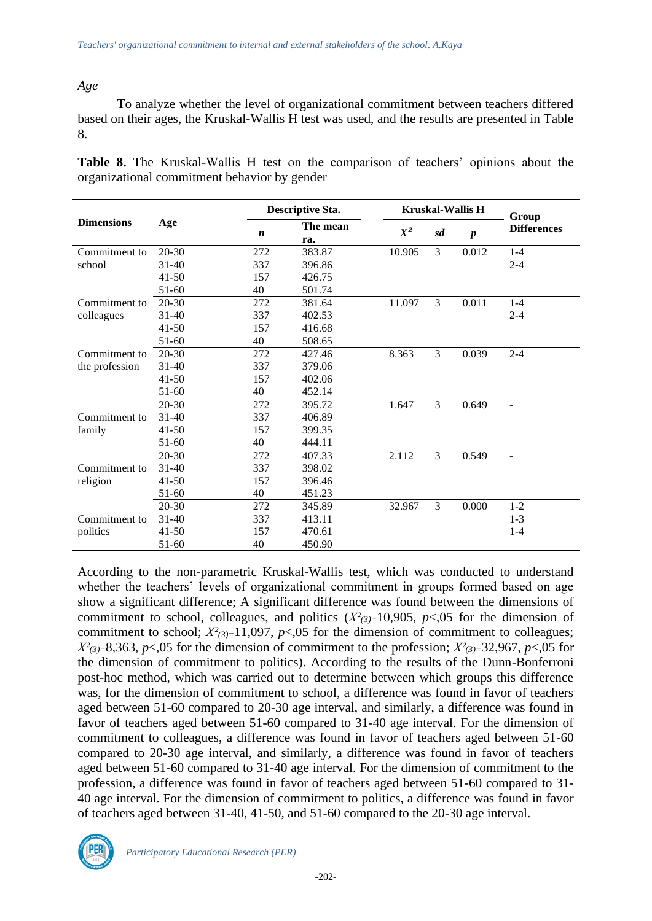*Age*

To analyze whether the level of organizational commitment between teachers differed based on their ages, the Kruskal-Wallis H test was used, and the results are presented in Table 8.

**Table 8.** The Kruskal-Wallis H test on the comparison of teachers' opinions about the organizational commitment behavior by gender

| Dimensions | Age | Descriptive Sta. | | Kruskal-Wallis H | | | Group Differences |
|---|---|---|---|---|---|---|---|
| | | ***n*** | **The mean ra.** | ***X²*** | ***sd*** | ***p*** | |
| Commitment to school | 20-30 | 272 | 383.87 | 10.905 | 3 | 0.012 | 1-4 |
| | 31-40 | 337 | 396.86 | | | | 2-4 |
| | 41-50 | 157 | 426.75 | | | | |
| | 51-60 | 40 | 501.74 | | | | |
| Commitment to colleagues | 20-30 | 272 | 381.64 | 11.097 | 3 | 0.011 | 1-4 |
| | 31-40 | 337 | 402.53 | | | | 2-4 |
| | 41-50 | 157 | 416.68 | | | | |
| | 51-60 | 40 | 508.65 | | | | |
| Commitment to the profession | 20-30 | 272 | 427.46 | 8.363 | 3 | 0.039 | 2-4 |
| | 31-40 | 337 | 379.06 | | | | |
| | 41-50 | 157 | 402.06 | | | | |
| | 51-60 | 40 | 452.14 | | | | |
| Commitment to family | 20-30 | 272 | 395.72 | 1.647 | 3 | 0.649 | - |
| | 31-40 | 337 | 406.89 | | | | |
| | 41-50 | 157 | 399.35 | | | | |
| | 51-60 | 40 | 444.11 | | | | |
| Commitment to religion | 20-30 | 272 | 407.33 | 2.112 | 3 | 0.549 | - |
| | 31-40 | 337 | 398.02 | | | | |
| | 41-50 | 157 | 396.46 | | | | |
| | 51-60 | 40 | 451.23 | | | | |
| Commitment to politics | 20-30 | 272 | 345.89 | 32.967 | 3 | 0.000 | 1-2 |
| | 31-40 | 337 | 413.11 | | | | 1-3 |
| | 41-50 | 157 | 470.61 | | | | 1-4 |
| | 51-60 | 40 | 450.90 | | | | |

According to the non-parametric Kruskal-Wallis test, which was conducted to understand whether the teachers' levels of organizational commitment in groups formed based on age show a significant difference; A significant difference was found between the dimensions of commitment to school, colleagues, and politics ($X^2_{(3)}$=10,905, $p$<,05 for the dimension of commitment to school; $X^2_{(3)}$=11,097, $p$<,05 for the dimension of commitment to colleagues; $X^2_{(3)}$=8,363, $p$<,05 for the dimension of commitment to the profession; $X^2_{(3)}$=32,967, $p$<,05 for the dimension of commitment to politics). According to the results of the Dunn-Bonferroni post-hoc method, which was carried out to determine between which groups this difference was, for the dimension of commitment to school, a difference was found in favor of teachers aged between 51-60 compared to 20-30 age interval, and similarly, a difference was found in favor of teachers aged between 51-60 compared to 31-40 age interval. For the dimension of commitment to colleagues, a difference was found in favor of teachers aged between 51-60 compared to 20-30 age interval, and similarly, a difference was found in favor of teachers aged between 51-60 compared to 31-40 age interval. For the dimension of commitment to the profession, a difference was found in favor of teachers aged between 51-60 compared to 31-40 age interval. For the dimension of commitment to politics, a difference was found in favor of teachers aged between 31-40, 41-50, and 51-60 compared to the 20-30 age interval.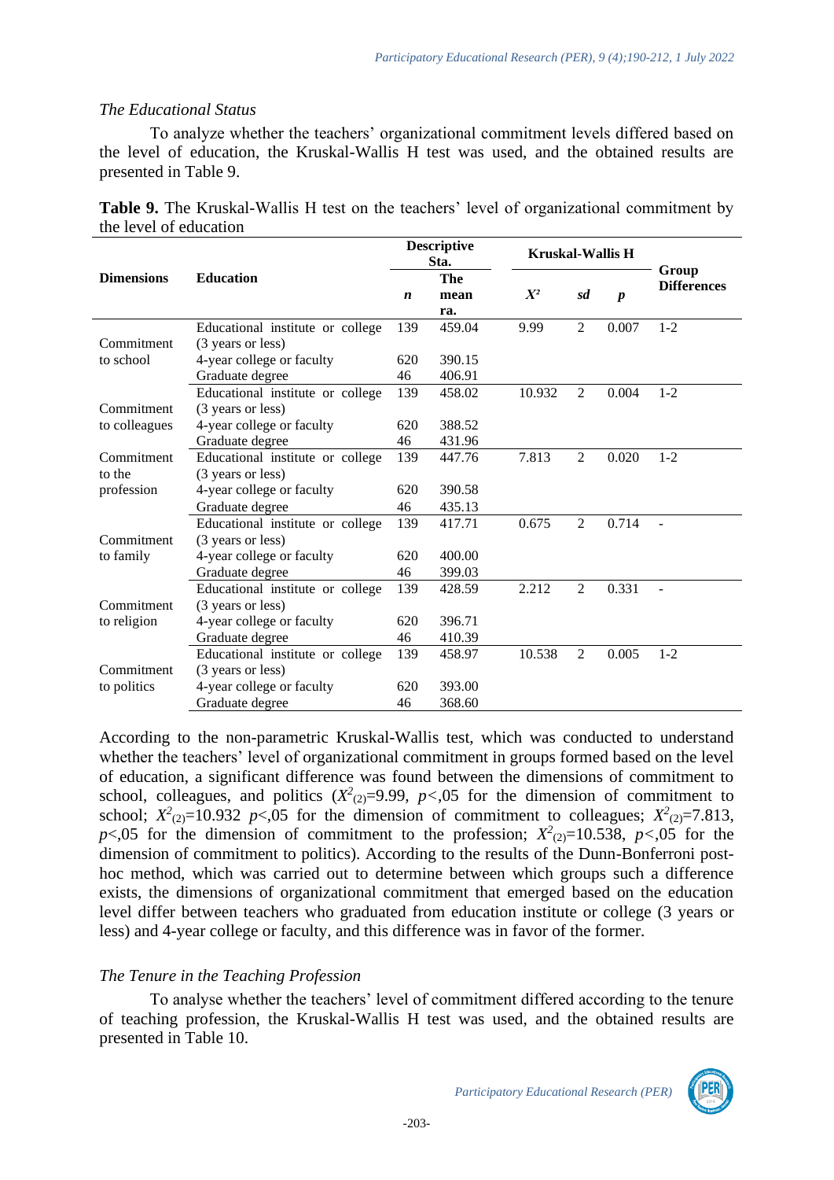*The Educational Status*

To analyze whether the teachers' organizational commitment levels differed based on the level of education, the Kruskal-Wallis H test was used, and the obtained results are presented in Table 9.

**Table 9.** The Kruskal-Wallis H test on the teachers' level of organizational commitment by the level of education

| Dimensions | Education | Descriptive Sta. | | Kruskal-Wallis H | | | Group Differences |
|---|---|---|---|---|---|---|---|
| | | ***n*** | **The mean ra.** | $X^2$ | ***sd*** | ***p*** | |
| Commitment to school | Educational institute or college (3 years or less) | 139 | 459.04 | 9.99 | 2 | 0.007 | 1-2 |
| | 4-year college or faculty | 620 | 390.15 | | | | |
| | Graduate degree | 46 | 406.91 | | | | |
| Commitment to colleagues | Educational institute or college (3 years or less) | 139 | 458.02 | 10.932 | 2 | 0.004 | 1-2 |
| | 4-year college or faculty | 620 | 388.52 | | | | |
| | Graduate degree | 46 | 431.96 | | | | |
| Commitment to the profession | Educational institute or college (3 years or less) | 139 | 447.76 | 7.813 | 2 | 0.020 | 1-2 |
| | 4-year college or faculty | 620 | 390.58 | | | | |
| | Graduate degree | 46 | 435.13 | | | | |
| Commitment to family | Educational institute or college (3 years or less) | 139 | 417.71 | 0.675 | 2 | 0.714 | - |
| | 4-year college or faculty | 620 | 400.00 | | | | |
| | Graduate degree | 46 | 399.03 | | | | |
| Commitment to religion | Educational institute or college (3 years or less) | 139 | 428.59 | 2.212 | 2 | 0.331 | - |
| | 4-year college or faculty | 620 | 396.71 | | | | |
| | Graduate degree | 46 | 410.39 | | | | |
| Commitment to politics | Educational institute or college (3 years or less) | 139 | 458.97 | 10.538 | 2 | 0.005 | 1-2 |
| | 4-year college or faculty | 620 | 393.00 | | | | |
| | Graduate degree | 46 | 368.60 | | | | |

According to the non-parametric Kruskal-Wallis test, which was conducted to understand whether the teachers' level of organizational commitment in groups formed based on the level of education, a significant difference was found between the dimensions of commitment to school, colleagues, and politics ($X^2_{(2)}$=9.99, $p$<,05 for the dimension of commitment to school; $X^2_{(2)}$=10.932 $p$<,05 for the dimension of commitment to colleagues; $X^2_{(2)}$=7.813, $p$<,05 for the dimension of commitment to the profession; $X^2_{(2)}$=10.538, $p$<,05 for the dimension of commitment to politics). According to the results of the Dunn-Bonferroni post-hoc method, which was carried out to determine between which groups such a difference exists, the dimensions of organizational commitment that emerged based on the education level differ between teachers who graduated from education institute or college (3 years or less) and 4-year college or faculty, and this difference was in favor of the former.

*The Tenure in the Teaching Profession*

To analyse whether the teachers' level of commitment differed according to the tenure of teaching profession, the Kruskal-Wallis H test was used, and the obtained results are presented in Table 10.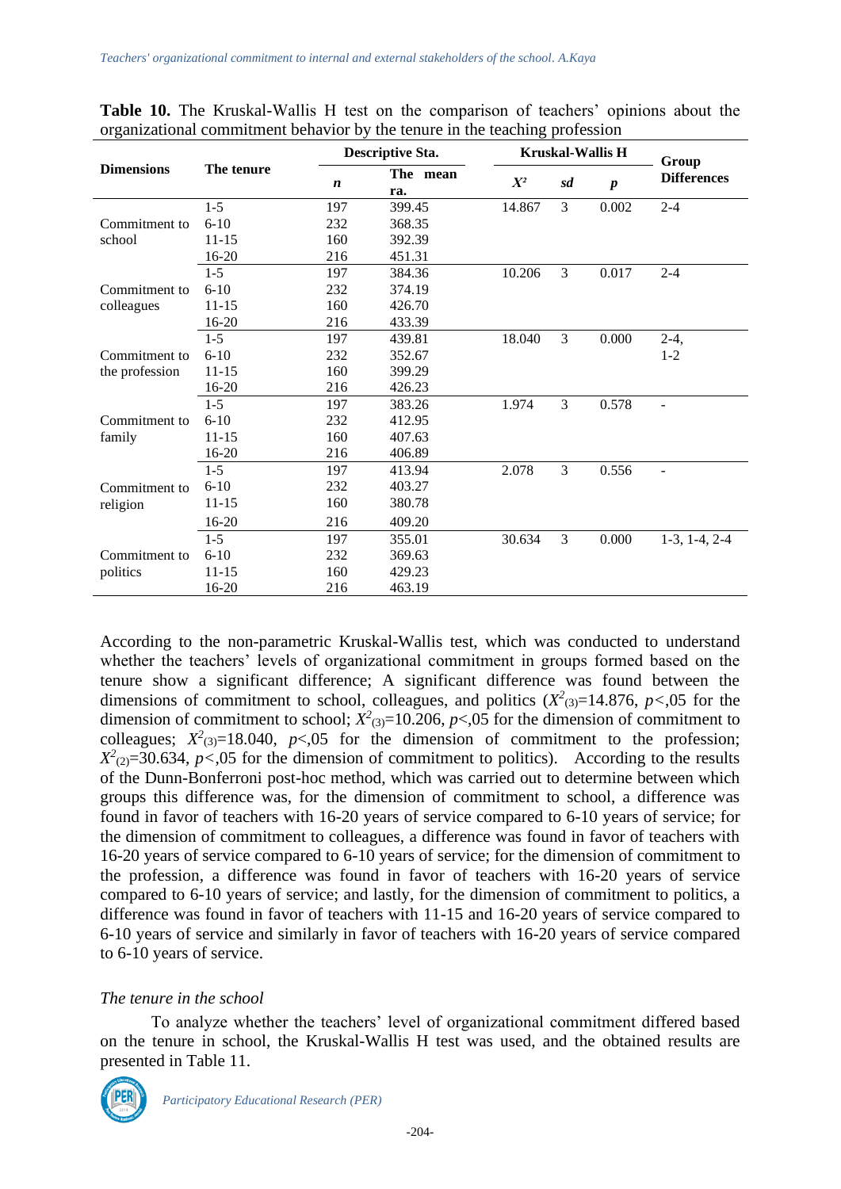**Table 10.** The Kruskal-Wallis H test on the comparison of teachers' opinions about the organizational commitment behavior by the tenure in the teaching profession

| Dimensions | The tenure | Descriptive Sta. | | Kruskal-Wallis H | | | Group Differences |
|---|---|---|---|---|---|---|---|
| | | *n* | The mean ra. | $X^2$ | *sd* | *p* | |
| Commitment to school | 1-5 | 197 | 399.45 | 14.867 | 3 | 0.002 | 2-4 |
| | 6-10 | 232 | 368.35 | | | | |
| | 11-15 | 160 | 392.39 | | | | |
| | 16-20 | 216 | 451.31 | | | | |
| Commitment to colleagues | 1-5 | 197 | 384.36 | 10.206 | 3 | 0.017 | 2-4 |
| | 6-10 | 232 | 374.19 | | | | |
| | 11-15 | 160 | 426.70 | | | | |
| | 16-20 | 216 | 433.39 | | | | |
| Commitment to the profession | 1-5 | 197 | 439.81 | 18.040 | 3 | 0.000 | 2-4, 1-2 |
| | 6-10 | 232 | 352.67 | | | | |
| | 11-15 | 160 | 399.29 | | | | |
| | 16-20 | 216 | 426.23 | | | | |
| Commitment to family | 1-5 | 197 | 383.26 | 1.974 | 3 | 0.578 | - |
| | 6-10 | 232 | 412.95 | | | | |
| | 11-15 | 160 | 407.63 | | | | |
| | 16-20 | 216 | 406.89 | | | | |
| Commitment to religion | 1-5 | 197 | 413.94 | 2.078 | 3 | 0.556 | - |
| | 6-10 | 232 | 403.27 | | | | |
| | 11-15 | 160 | 380.78 | | | | |
| | 16-20 | 216 | 409.20 | | | | |
| Commitment to politics | 1-5 | 197 | 355.01 | 30.634 | 3 | 0.000 | 1-3, 1-4, 2-4 |
| | 6-10 | 232 | 369.63 | | | | |
| | 11-15 | 160 | 429.23 | | | | |
| | 16-20 | 216 | 463.19 | | | | |

According to the non-parametric Kruskal-Wallis test, which was conducted to understand whether the teachers' levels of organizational commitment in groups formed based on the tenure show a significant difference; A significant difference was found between the dimensions of commitment to school, colleagues, and politics ($X^2_{(3)}$=14.876, $p$<,05 for the dimension of commitment to school; $X^2_{(3)}$=10.206, $p$<,05 for the dimension of commitment to colleagues; $X^2_{(3)}$=18.040, $p$<,05 for the dimension of commitment to the profession; $X^2_{(2)}$=30.634, $p$<,05 for the dimension of commitment to politics). According to the results of the Dunn-Bonferroni post-hoc method, which was carried out to determine between which groups this difference was, for the dimension of commitment to school, a difference was found in favor of teachers with 16-20 years of service compared to 6-10 years of service; for the dimension of commitment to colleagues, a difference was found in favor of teachers with 16-20 years of service compared to 6-10 years of service; for the dimension of commitment to the profession, a difference was found in favor of teachers with 16-20 years of service compared to 6-10 years of service; and lastly, for the dimension of commitment to politics, a difference was found in favor of teachers with 11-15 and 16-20 years of service compared to 6-10 years of service and similarly in favor of teachers with 16-20 years of service compared to 6-10 years of service.

*The tenure in the school*

To analyze whether the teachers' level of organizational commitment differed based on the tenure in school, the Kruskal-Wallis H test was used, and the obtained results are presented in Table 11.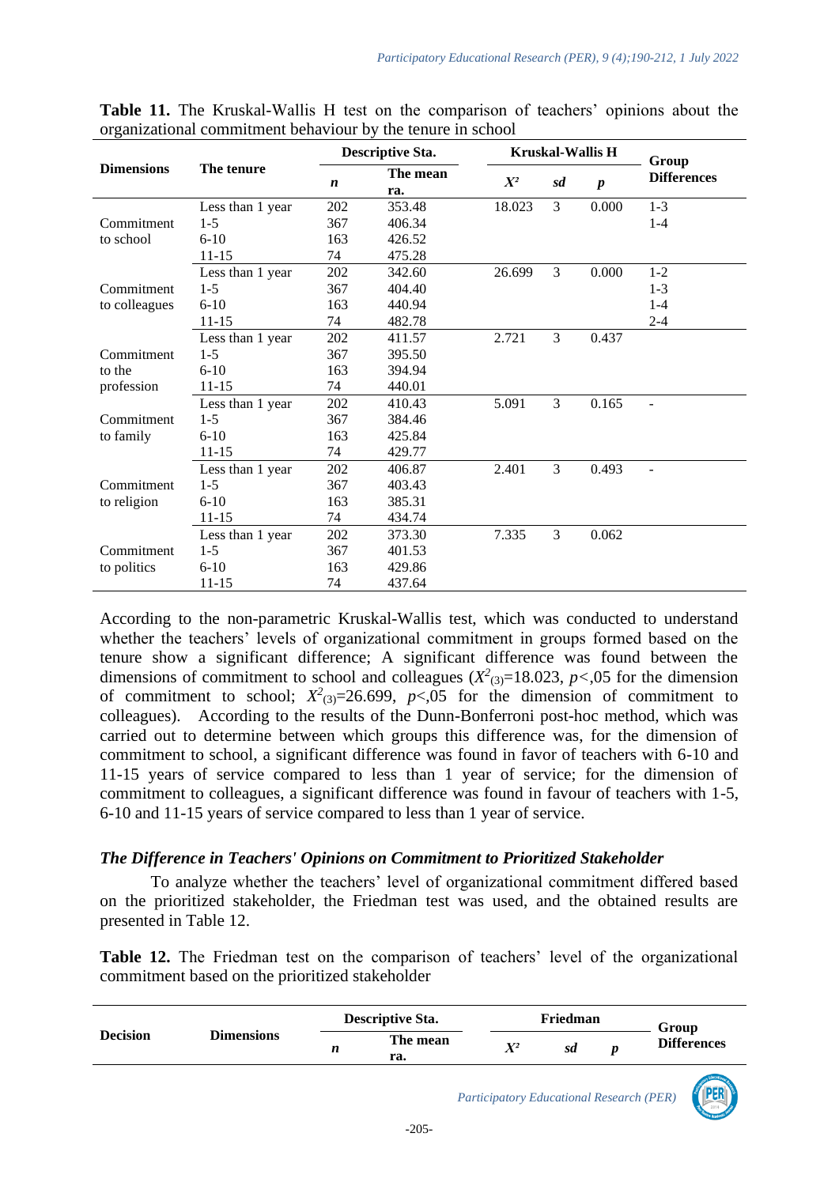**Table 11.** The Kruskal-Wallis H test on the comparison of teachers' opinions about the organizational commitment behaviour by the tenure in school

| Dimensions | The tenure | Descriptive Sta. | | Kruskal-Wallis H | | | Group Differences |
|---|---|---|---|---|---|---|---|
| | | *n* | The mean ra. | $X^2$ | *sd* | *p* | |
| Commitment to school | Less than 1 year | 202 | 353.48 | 18.023 | 3 | 0.000 | 1-3 |
| | 1-5 | 367 | 406.34 | | | | 1-4 |
| | 6-10 | 163 | 426.52 | | | | |
| | 11-15 | 74 | 475.28 | | | | |
| Commitment to colleagues | Less than 1 year | 202 | 342.60 | 26.699 | 3 | 0.000 | 1-2 |
| | 1-5 | 367 | 404.40 | | | | 1-3 |
| | 6-10 | 163 | 440.94 | | | | 1-4 |
| | 11-15 | 74 | 482.78 | | | | 2-4 |
| Commitment to the profession | Less than 1 year | 202 | 411.57 | 2.721 | 3 | 0.437 | |
| | 1-5 | 367 | 395.50 | | | | |
| | 6-10 | 163 | 394.94 | | | | |
| | 11-15 | 74 | 440.01 | | | | |
| Commitment to family | Less than 1 year | 202 | 410.43 | 5.091 | 3 | 0.165 | - |
| | 1-5 | 367 | 384.46 | | | | |
| | 6-10 | 163 | 425.84 | | | | |
| | 11-15 | 74 | 429.77 | | | | |
| Commitment to religion | Less than 1 year | 202 | 406.87 | 2.401 | 3 | 0.493 | - |
| | 1-5 | 367 | 403.43 | | | | |
| | 6-10 | 163 | 385.31 | | | | |
| | 11-15 | 74 | 434.74 | | | | |
| Commitment to politics | Less than 1 year | 202 | 373.30 | 7.335 | 3 | 0.062 | |
| | 1-5 | 367 | 401.53 | | | | |
| | 6-10 | 163 | 429.86 | | | | |
| | 11-15 | 74 | 437.64 | | | | |

According to the non-parametric Kruskal-Wallis test, which was conducted to understand whether the teachers' levels of organizational commitment in groups formed based on the tenure show a significant difference; A significant difference was found between the dimensions of commitment to school and colleagues ($X^2_{(3)}$=18.023, $p$<,05 for the dimension of commitment to school; $X^2_{(3)}$=26.699, $p$<,05 for the dimension of commitment to colleagues). According to the results of the Dunn-Bonferroni post-hoc method, which was carried out to determine between which groups this difference was, for the dimension of commitment to school, a significant difference was found in favor of teachers with 6-10 and 11-15 years of service compared to less than 1 year of service; for the dimension of commitment to colleagues, a significant difference was found in favour of teachers with 1-5, 6-10 and 11-15 years of service compared to less than 1 year of service.

### *The Difference in Teachers' Opinions on Commitment to Prioritized Stakeholder*

To analyze whether the teachers' level of organizational commitment differed based on the prioritized stakeholder, the Friedman test was used, and the obtained results are presented in Table 12.

**Table 12.** The Friedman test on the comparison of teachers' level of the organizational commitment based on the prioritized stakeholder

| Decision | Dimensions | Descriptive Sta. | | Friedman | | | Group Differences |
|---|---|---|---|---|---|---|---|
| | | *n* | The mean ra. | $X^2$ | *sd* | *p* | |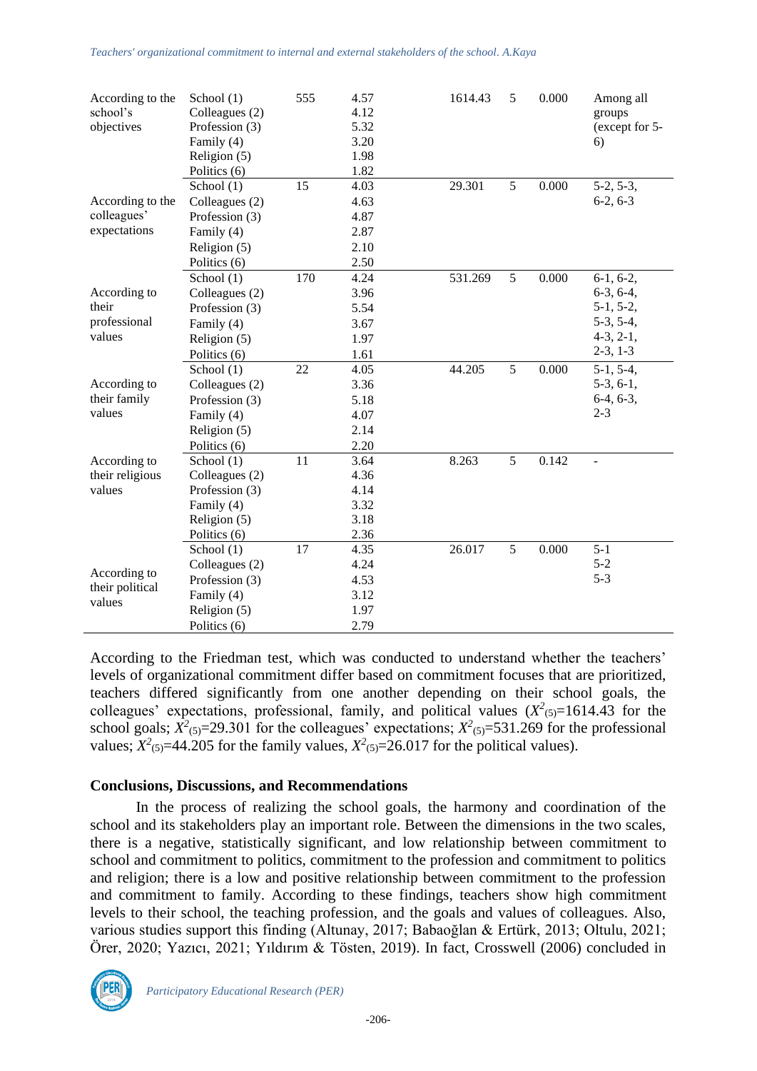| | | | | | | | |
|---|---|---|---|---|---|---|---|
| According to the school's objectives | School (1) | 555 | 4.57 | 1614.43 | 5 | 0.000 | Among all groups (except for 5-6) |
| | Colleagues (2) | | 4.12 | | | | |
| | Profession (3) | | 5.32 | | | | |
| | Family (4) | | 3.20 | | | | |
| | Religion (5) | | 1.98 | | | | |
| | Politics (6) | | 1.82 | | | | |
| According to the colleagues' expectations | School (1) | 15 | 4.03 | 29.301 | 5 | 0.000 | 5-2, 5-3, 6-2, 6-3 |
| | Colleagues (2) | | 4.63 | | | | |
| | Profession (3) | | 4.87 | | | | |
| | Family (4) | | 2.87 | | | | |
| | Religion (5) | | 2.10 | | | | |
| | Politics (6) | | 2.50 | | | | |
| According to their professional values | School (1) | 170 | 4.24 | 531.269 | 5 | 0.000 | 6-1, 6-2, 6-3, 6-4, 5-1, 5-2, 5-3, 5-4, 4-3, 2-1, 2-3, 1-3 |
| | Colleagues (2) | | 3.96 | | | | |
| | Profession (3) | | 5.54 | | | | |
| | Family (4) | | 3.67 | | | | |
| | Religion (5) | | 1.97 | | | | |
| | Politics (6) | | 1.61 | | | | |
| According to their family values | School (1) | 22 | 4.05 | 44.205 | 5 | 0.000 | 5-1, 5-4, 5-3, 6-1, 6-4, 6-3, 2-3 |
| | Colleagues (2) | | 3.36 | | | | |
| | Profession (3) | | 5.18 | | | | |
| | Family (4) | | 4.07 | | | | |
| | Religion (5) | | 2.14 | | | | |
| | Politics (6) | | 2.20 | | | | |
| According to their religious values | School (1) | 11 | 3.64 | 8.263 | 5 | 0.142 | - |
| | Colleagues (2) | | 4.36 | | | | |
| | Profession (3) | | 4.14 | | | | |
| | Family (4) | | 3.32 | | | | |
| | Religion (5) | | 3.18 | | | | |
| | Politics (6) | | 2.36 | | | | |
| According to their political values | School (1) | 17 | 4.35 | 26.017 | 5 | 0.000 | 5-1, 5-2, 5-3 |
| | Colleagues (2) | | 4.24 | | | | |
| | Profession (3) | | 4.53 | | | | |
| | Family (4) | | 3.12 | | | | |
| | Religion (5) | | 1.97 | | | | |
| | Politics (6) | | 2.79 | | | | |

According to the Friedman test, which was conducted to understand whether the teachers' levels of organizational commitment differ based on commitment focuses that are prioritized, teachers differed significantly from one another depending on their school goals, the colleagues' expectations, professional, family, and political values ($X^2_{(5)}$=1614.43 for the school goals; $X^2_{(5)}$=29.301 for the colleagues' expectations; $X^2_{(5)}$=531.269 for the professional values; $X^2_{(5)}$=44.205 for the family values, $X^2_{(5)}$=26.017 for the political values).

## Conclusions, Discussions, and Recommendations

In the process of realizing the school goals, the harmony and coordination of the school and its stakeholders play an important role. Between the dimensions in the two scales, there is a negative, statistically significant, and low relationship between commitment to school and commitment to politics, commitment to the profession and commitment to politics and religion; there is a low and positive relationship between commitment to the profession and commitment to family. According to these findings, teachers show high commitment levels to their school, the teaching profession, and the goals and values of colleagues. Also, various studies support this finding (Altunay, 2017; Babaoğlan & Ertürk, 2013; Oltulu, 2021; Örer, 2020; Yazıcı, 2021; Yıldırım & Tösten, 2019). In fact, Crosswell (2006) concluded in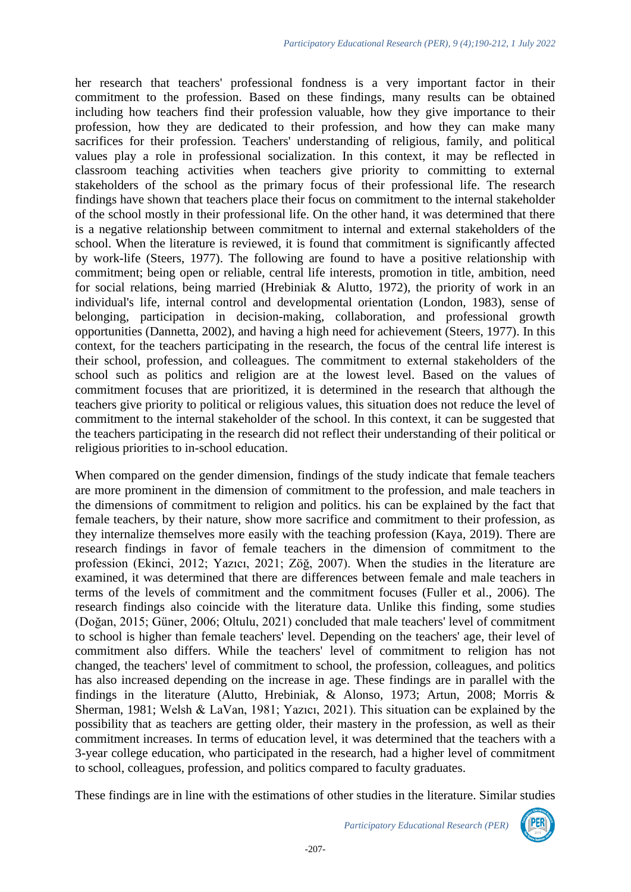her research that teachers' professional fondness is a very important factor in their commitment to the profession. Based on these findings, many results can be obtained including how teachers find their profession valuable, how they give importance to their profession, how they are dedicated to their profession, and how they can make many sacrifices for their profession. Teachers' understanding of religious, family, and political values play a role in professional socialization. In this context, it may be reflected in classroom teaching activities when teachers give priority to committing to external stakeholders of the school as the primary focus of their professional life. The research findings have shown that teachers place their focus on commitment to the internal stakeholder of the school mostly in their professional life. On the other hand, it was determined that there is a negative relationship between commitment to internal and external stakeholders of the school. When the literature is reviewed, it is found that commitment is significantly affected by work-life (Steers, 1977). The following are found to have a positive relationship with commitment; being open or reliable, central life interests, promotion in title, ambition, need for social relations, being married (Hrebiniak & Alutto, 1972), the priority of work in an individual's life, internal control and developmental orientation (London, 1983), sense of belonging, participation in decision-making, collaboration, and professional growth opportunities (Dannetta, 2002), and having a high need for achievement (Steers, 1977). In this context, for the teachers participating in the research, the focus of the central life interest is their school, profession, and colleagues. The commitment to external stakeholders of the school such as politics and religion are at the lowest level. Based on the values of commitment focuses that are prioritized, it is determined in the research that although the teachers give priority to political or religious values, this situation does not reduce the level of commitment to the internal stakeholder of the school. In this context, it can be suggested that the teachers participating in the research did not reflect their understanding of their political or religious priorities to in-school education.

When compared on the gender dimension, findings of the study indicate that female teachers are more prominent in the dimension of commitment to the profession, and male teachers in the dimensions of commitment to religion and politics. his can be explained by the fact that female teachers, by their nature, show more sacrifice and commitment to their profession, as they internalize themselves more easily with the teaching profession (Kaya, 2019). There are research findings in favor of female teachers in the dimension of commitment to the profession (Ekinci, 2012; Yazıcı, 2021; Zöğ, 2007). When the studies in the literature are examined, it was determined that there are differences between female and male teachers in terms of the levels of commitment and the commitment focuses (Fuller et al., 2006). The research findings also coincide with the literature data. Unlike this finding, some studies (Doğan, 2015; Güner, 2006; Oltulu, 2021) concluded that male teachers' level of commitment to school is higher than female teachers' level. Depending on the teachers' age, their level of commitment also differs. While the teachers' level of commitment to religion has not changed, the teachers' level of commitment to school, the profession, colleagues, and politics has also increased depending on the increase in age. These findings are in parallel with the findings in the literature (Alutto, Hrebiniak, & Alonso, 1973; Artun, 2008; Morris & Sherman, 1981; Welsh & LaVan, 1981; Yazıcı, 2021). This situation can be explained by the possibility that as teachers are getting older, their mastery in the profession, as well as their commitment increases. In terms of education level, it was determined that the teachers with a 3-year college education, who participated in the research, had a higher level of commitment to school, colleagues, profession, and politics compared to faculty graduates.

These findings are in line with the estimations of other studies in the literature. Similar studies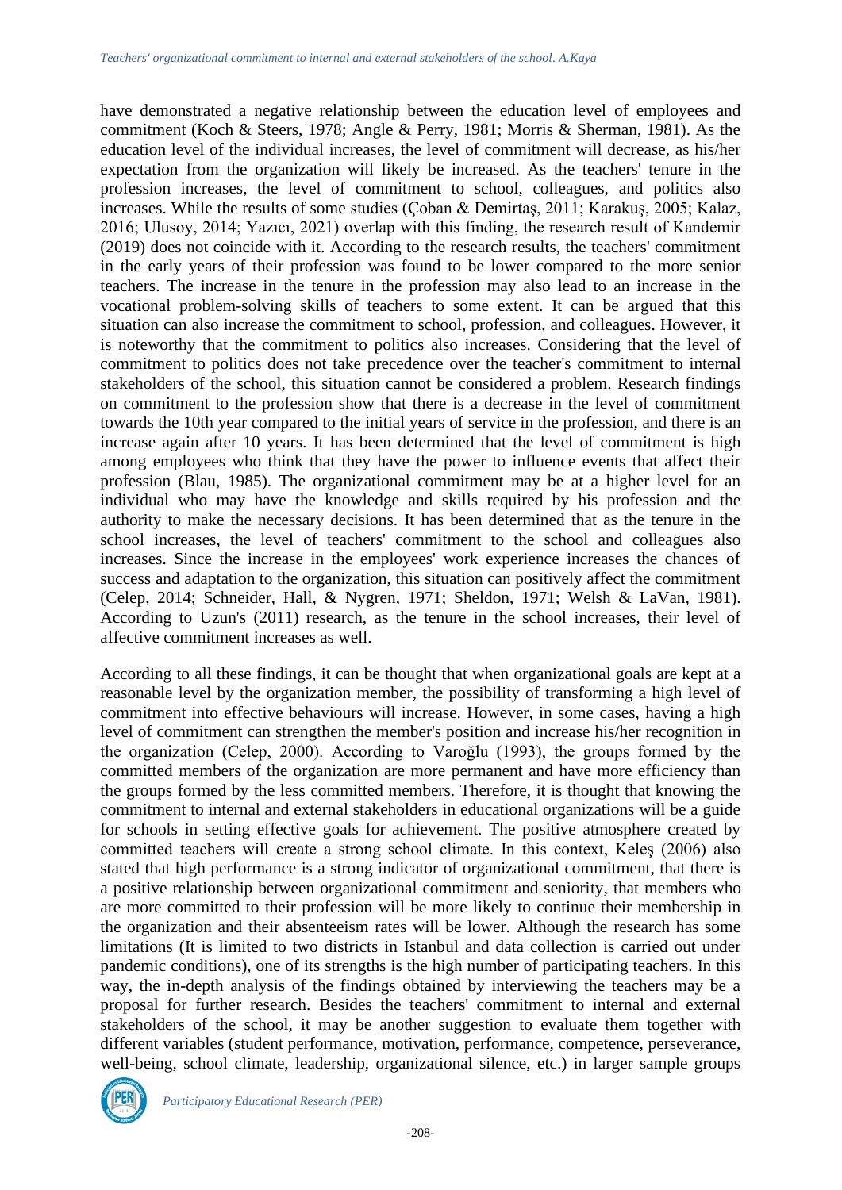have demonstrated a negative relationship between the education level of employees and commitment (Koch & Steers, 1978; Angle & Perry, 1981; Morris & Sherman, 1981). As the education level of the individual increases, the level of commitment will decrease, as his/her expectation from the organization will likely be increased. As the teachers' tenure in the profession increases, the level of commitment to school, colleagues, and politics also increases. While the results of some studies (Çoban & Demirtaş, 2011; Karakuş, 2005; Kalaz, 2016; Ulusoy, 2014; Yazıcı, 2021) overlap with this finding, the research result of Kandemir (2019) does not coincide with it. According to the research results, the teachers' commitment in the early years of their profession was found to be lower compared to the more senior teachers. The increase in the tenure in the profession may also lead to an increase in the vocational problem-solving skills of teachers to some extent. It can be argued that this situation can also increase the commitment to school, profession, and colleagues. However, it is noteworthy that the commitment to politics also increases. Considering that the level of commitment to politics does not take precedence over the teacher's commitment to internal stakeholders of the school, this situation cannot be considered a problem. Research findings on commitment to the profession show that there is a decrease in the level of commitment towards the 10th year compared to the initial years of service in the profession, and there is an increase again after 10 years. It has been determined that the level of commitment is high among employees who think that they have the power to influence events that affect their profession (Blau, 1985). The organizational commitment may be at a higher level for an individual who may have the knowledge and skills required by his profession and the authority to make the necessary decisions. It has been determined that as the tenure in the school increases, the level of teachers' commitment to the school and colleagues also increases. Since the increase in the employees' work experience increases the chances of success and adaptation to the organization, this situation can positively affect the commitment (Celep, 2014; Schneider, Hall, & Nygren, 1971; Sheldon, 1971; Welsh & LaVan, 1981). According to Uzun's (2011) research, as the tenure in the school increases, their level of affective commitment increases as well.

According to all these findings, it can be thought that when organizational goals are kept at a reasonable level by the organization member, the possibility of transforming a high level of commitment into effective behaviours will increase. However, in some cases, having a high level of commitment can strengthen the member's position and increase his/her recognition in the organization (Celep, 2000). According to Varoğlu (1993), the groups formed by the committed members of the organization are more permanent and have more efficiency than the groups formed by the less committed members. Therefore, it is thought that knowing the commitment to internal and external stakeholders in educational organizations will be a guide for schools in setting effective goals for achievement. The positive atmosphere created by committed teachers will create a strong school climate. In this context, Keleş (2006) also stated that high performance is a strong indicator of organizational commitment, that there is a positive relationship between organizational commitment and seniority, that members who are more committed to their profession will be more likely to continue their membership in the organization and their absenteeism rates will be lower. Although the research has some limitations (It is limited to two districts in Istanbul and data collection is carried out under pandemic conditions), one of its strengths is the high number of participating teachers. In this way, the in-depth analysis of the findings obtained by interviewing the teachers may be a proposal for further research. Besides the teachers' commitment to internal and external stakeholders of the school, it may be another suggestion to evaluate them together with different variables (student performance, motivation, performance, competence, perseverance, well-being, school climate, leadership, organizational silence, etc.) in larger sample groups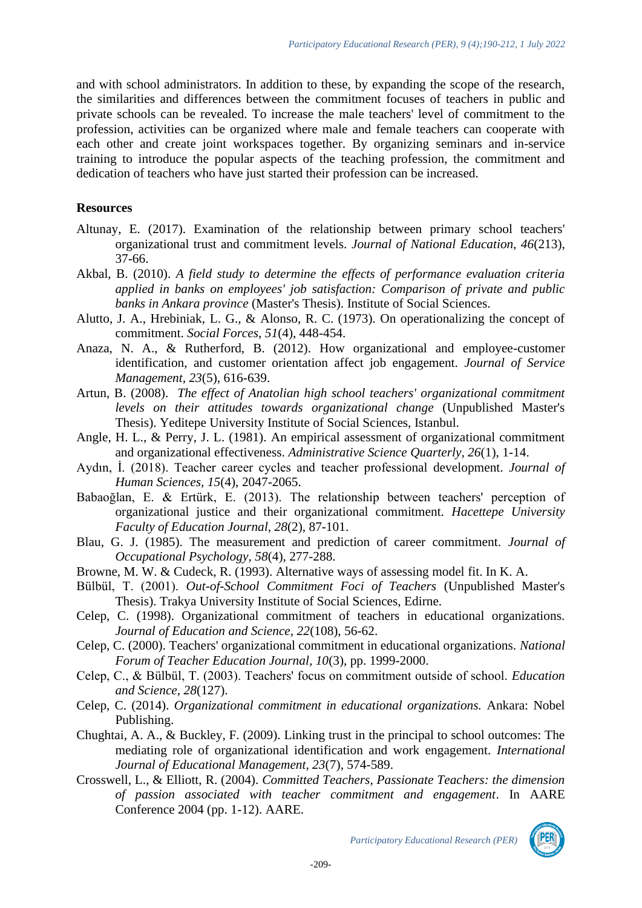and with school administrators. In addition to these, by expanding the scope of the research, the similarities and differences between the commitment focuses of teachers in public and private schools can be revealed. To increase the male teachers' level of commitment to the profession, activities can be organized where male and female teachers can cooperate with each other and create joint workspaces together. By organizing seminars and in-service training to introduce the popular aspects of the teaching profession, the commitment and dedication of teachers who have just started their profession can be increased.

**Resources**

Altunay, E. (2017). Examination of the relationship between primary school teachers' organizational trust and commitment levels. *Journal of National Education, 46*(213), 37-66.

Akbal, B. (2010). *A field study to determine the effects of performance evaluation criteria applied in banks on employees' job satisfaction: Comparison of private and public banks in Ankara province* (Master's Thesis). Institute of Social Sciences.

Alutto, J. A., Hrebiniak, L. G., & Alonso, R. C. (1973). On operationalizing the concept of commitment. *Social Forces, 51*(4), 448-454.

Anaza, N. A., & Rutherford, B. (2012). How organizational and employee-customer identification, and customer orientation affect job engagement. *Journal of Service Management, 23*(5), 616-639.

Artun, B. (2008). *The effect of Anatolian high school teachers' organizational commitment levels on their attitudes towards organizational change* (Unpublished Master's Thesis). Yeditepe University Institute of Social Sciences, Istanbul.

Angle, H. L., & Perry, J. L. (1981). An empirical assessment of organizational commitment and organizational effectiveness. *Administrative Science Quarterly, 26*(1), 1-14.

Aydın, İ. (2018). Teacher career cycles and teacher professional development. *Journal of Human Sciences, 15*(4), 2047-2065.

Babaoğlan, E. & Ertürk, E. (2013). The relationship between teachers' perception of organizational justice and their organizational commitment. *Hacettepe University Faculty of Education Journal, 28*(2), 87-101.

Blau, G. J. (1985). The measurement and prediction of career commitment. *Journal of Occupational Psychology, 58*(4), 277-288.

Browne, M. W. & Cudeck, R. (1993). Alternative ways of assessing model fit. In K. A.

Bülbül, T. (2001). *Out-of-School Commitment Foci of Teachers* (Unpublished Master's Thesis). Trakya University Institute of Social Sciences, Edirne.

Celep, C. (1998). Organizational commitment of teachers in educational organizations. *Journal of Education and Science, 22*(108), 56-62.

Celep, C. (2000). Teachers' organizational commitment in educational organizations. *National Forum of Teacher Education Journal, 10*(3), pp. 1999-2000.

Celep, C., & Bülbül, T. (2003). Teachers' focus on commitment outside of school. *Education and Science, 28*(127).

Celep, C. (2014). *Organizational commitment in educational organizations.* Ankara: Nobel Publishing.

Chughtai, A. A., & Buckley, F. (2009). Linking trust in the principal to school outcomes: The mediating role of organizational identification and work engagement. *International Journal of Educational Management, 23*(7), 574-589.

Crosswell, L., & Elliott, R. (2004). *Committed Teachers, Passionate Teachers: the dimension of passion associated with teacher commitment and engagement*. In AARE Conference 2004 (pp. 1-12). AARE.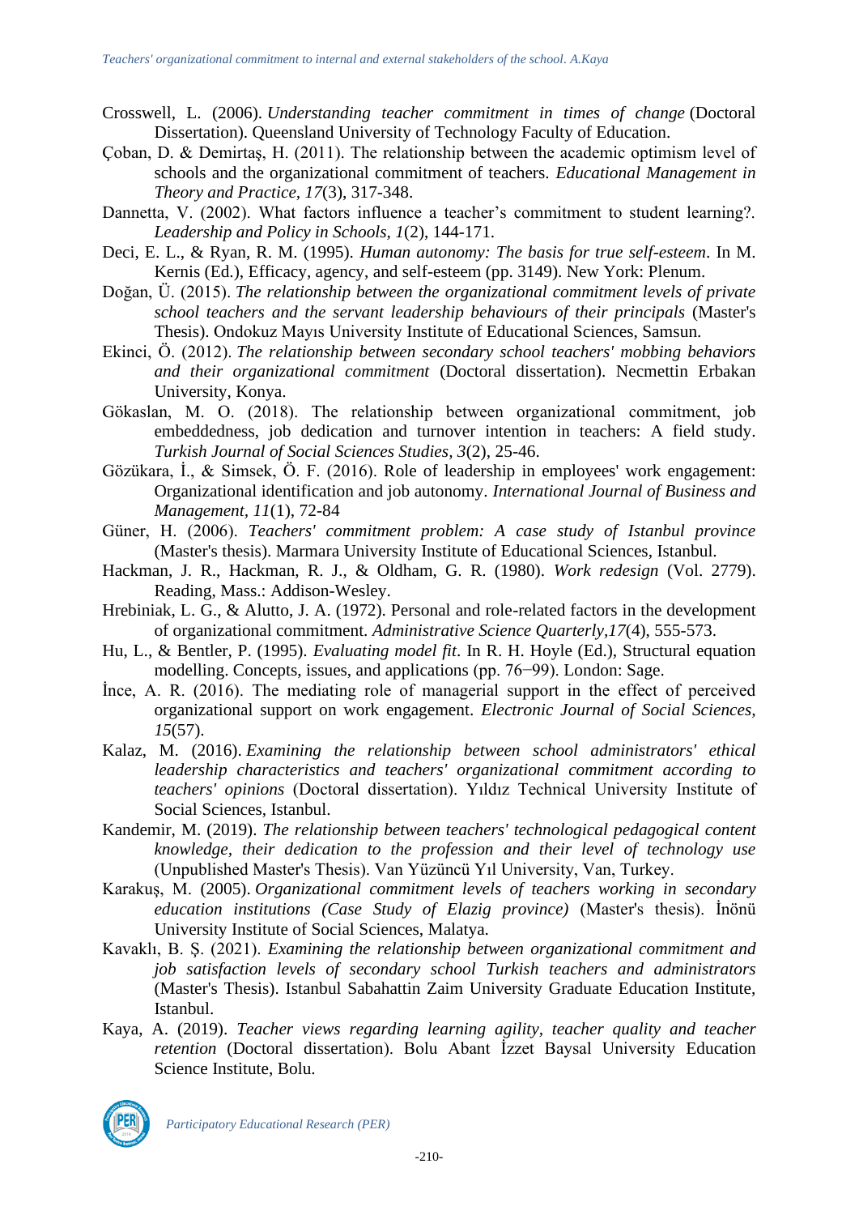Crosswell, L. (2006). *Understanding teacher commitment in times of change* (Doctoral Dissertation). Queensland University of Technology Faculty of Education.

Çoban, D. & Demirtaş, H. (2011). The relationship between the academic optimism level of schools and the organizational commitment of teachers. *Educational Management in Theory and Practice*, *17*(3), 317-348.

Dannetta, V. (2002). What factors influence a teacher's commitment to student learning?. *Leadership and Policy in Schools*, *1*(2), 144-171.

Deci, E. L., & Ryan, R. M. (1995). *Human autonomy: The basis for true self-esteem*. In M. Kernis (Ed.), Efficacy, agency, and self-esteem (pp. 3149). New York: Plenum.

Doğan, Ü. (2015). *The relationship between the organizational commitment levels of private school teachers and the servant leadership behaviours of their principals* (Master's Thesis). Ondokuz Mayıs University Institute of Educational Sciences, Samsun.

Ekinci, Ö. (2012). *The relationship between secondary school teachers' mobbing behaviors and their organizational commitment* (Doctoral dissertation). Necmettin Erbakan University, Konya.

Gökaslan, M. O. (2018). The relationship between organizational commitment, job embeddedness, job dedication and turnover intention in teachers: A field study. *Turkish Journal of Social Sciences Studies*, *3*(2), 25-46.

Gözükara, İ., & Simsek, Ö. F. (2016). Role of leadership in employees' work engagement: Organizational identification and job autonomy. *International Journal of Business and Management*, *11*(1), 72-84

Güner, H. (2006). *Teachers' commitment problem: A case study of Istanbul province* (Master's thesis). Marmara University Institute of Educational Sciences, Istanbul.

Hackman, J. R., Hackman, R. J., & Oldham, G. R. (1980). *Work redesign* (Vol. 2779). Reading, Mass.: Addison-Wesley.

Hrebiniak, L. G., & Alutto, J. A. (1972). Personal and role-related factors in the development of organizational commitment. *Administrative Science Quarterly,17*(4), 555-573.

Hu, L., & Bentler, P. (1995). *Evaluating model fit*. In R. H. Hoyle (Ed.), Structural equation modelling. Concepts, issues, and applications (pp. 76−99). London: Sage.

İnce, A. R. (2016). The mediating role of managerial support in the effect of perceived organizational support on work engagement. *Electronic Journal of Social Sciences, 15*(57).

Kalaz, M. (2016). *Examining the relationship between school administrators' ethical leadership characteristics and teachers' organizational commitment according to teachers' opinions* (Doctoral dissertation). Yıldız Technical University Institute of Social Sciences, Istanbul.

Kandemir, M. (2019). *The relationship between teachers' technological pedagogical content knowledge, their dedication to the profession and their level of technology use* (Unpublished Master's Thesis). Van Yüzüncü Yıl University, Van, Turkey.

Karakuş, M. (2005). *Organizational commitment levels of teachers working in secondary education institutions (Case Study of Elazig province)* (Master's thesis). İnönü University Institute of Social Sciences, Malatya.

Kavaklı, B. Ş. (2021). *Examining the relationship between organizational commitment and job satisfaction levels of secondary school Turkish teachers and administrators* (Master's Thesis). Istanbul Sabahattin Zaim University Graduate Education Institute, Istanbul.

Kaya, A. (2019). *Teacher views regarding learning agility, teacher quality and teacher retention* (Doctoral dissertation). Bolu Abant İzzet Baysal University Education Science Institute, Bolu.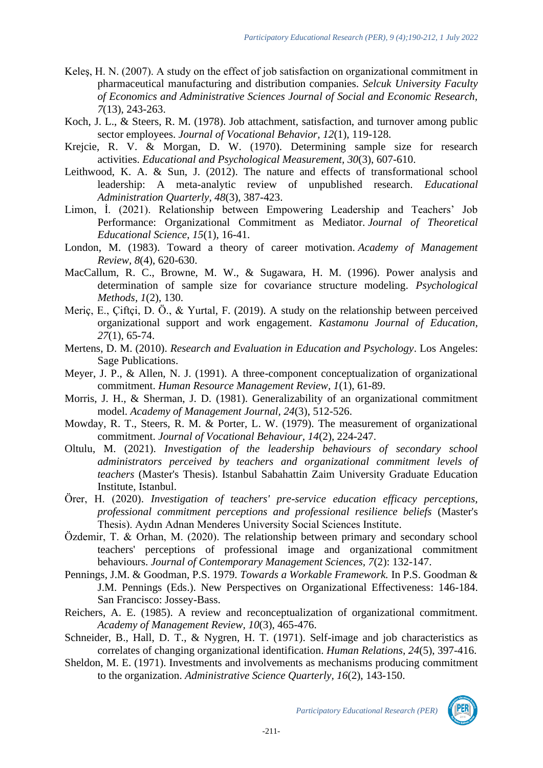Keleş, H. N. (2007). A study on the effect of job satisfaction on organizational commitment in pharmaceutical manufacturing and distribution companies. *Selcuk University Faculty of Economics and Administrative Sciences Journal of Social and Economic Research, 7*(13), 243-263.

Koch, J. L., & Steers, R. M. (1978). Job attachment, satisfaction, and turnover among public sector employees. *Journal of Vocational Behavior, 12*(1), 119-128.

Krejcie, R. V. & Morgan, D. W. (1970). Determining sample size for research activities. *Educational and Psychological Measurement, 30*(3), 607-610.

Leithwood, K. A. & Sun, J. (2012). The nature and effects of transformational school leadership: A meta-analytic review of unpublished research. *Educational Administration Quarterly, 48*(3), 387-423.

Limon, İ. (2021). Relationship between Empowering Leadership and Teachers' Job Performance: Organizational Commitment as Mediator. *Journal of Theoretical Educational Science, 15*(1), 16-41.

London, M. (1983). Toward a theory of career motivation. *Academy of Management Review, 8*(4), 620-630.

MacCallum, R. C., Browne, M. W., & Sugawara, H. M. (1996). Power analysis and determination of sample size for covariance structure modeling. *Psychological Methods, 1*(2), 130.

Meriç, E., Çiftçi, D. Ö., & Yurtal, F. (2019). A study on the relationship between perceived organizational support and work engagement. *Kastamonu Journal of Education, 27*(1), 65-74.

Mertens, D. M. (2010). *Research and Evaluation in Education and Psychology*. Los Angeles: Sage Publications.

Meyer, J. P., & Allen, N. J. (1991). A three-component conceptualization of organizational commitment. *Human Resource Management Review, 1*(1), 61-89.

Morris, J. H., & Sherman, J. D. (1981). Generalizability of an organizational commitment model. *Academy of Management Journal, 24*(3), 512-526.

Mowday, R. T., Steers, R. M. & Porter, L. W. (1979). The measurement of organizational commitment. *Journal of Vocational Behaviour, 14*(2), 224-247.

Oltulu, M. (2021). *Investigation of the leadership behaviours of secondary school administrators perceived by teachers and organizational commitment levels of teachers* (Master's Thesis). Istanbul Sabahattin Zaim University Graduate Education Institute, Istanbul.

Örer, H. (2020). *Investigation of teachers' pre-service education efficacy perceptions, professional commitment perceptions and professional resilience beliefs* (Master's Thesis). Aydın Adnan Menderes University Social Sciences Institute.

Özdemir, T. & Orhan, M. (2020). The relationship between primary and secondary school teachers' perceptions of professional image and organizational commitment behaviours. *Journal of Contemporary Management Sciences, 7*(2): 132-147.

Pennings, J.M. & Goodman, P.S. 1979. *Towards a Workable Framework.* In P.S. Goodman & J.M. Pennings (Eds.). New Perspectives on Organizational Effectiveness: 146-184. San Francisco: Jossey-Bass.

Reichers, A. E. (1985). A review and reconceptualization of organizational commitment. *Academy of Management Review, 10*(3), 465-476.

Schneider, B., Hall, D. T., & Nygren, H. T. (1971). Self-image and job characteristics as correlates of changing organizational identification. *Human Relations, 24*(5), 397-416.

Sheldon, M. E. (1971). Investments and involvements as mechanisms producing commitment to the organization. *Administrative Science Quarterly, 16*(2), 143-150.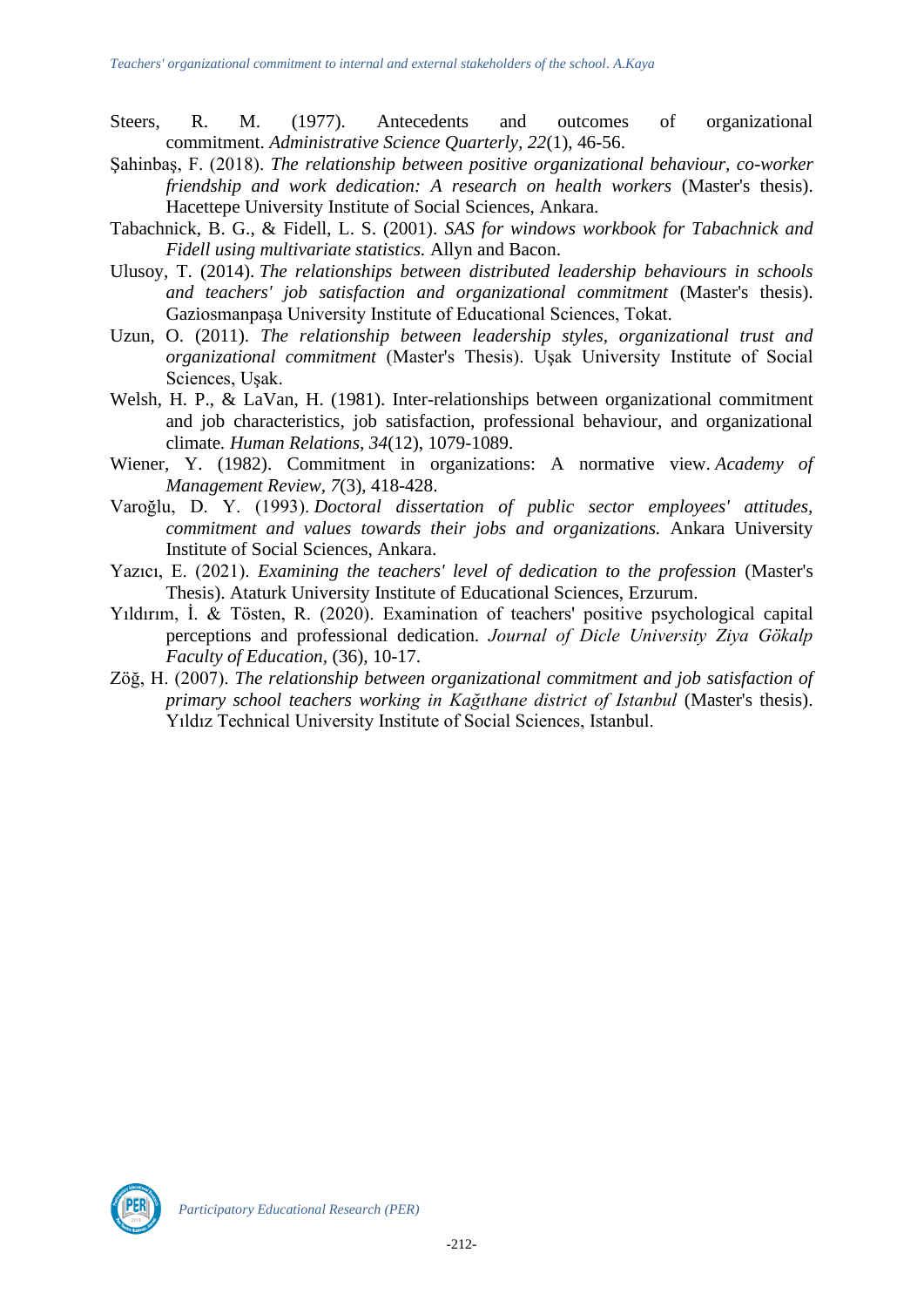Steers, R. M. (1977). Antecedents and outcomes of organizational commitment. *Administrative Science Quarterly*, *22*(1), 46-56.

Şahinbaş, F. (2018). *The relationship between positive organizational behaviour, co-worker friendship and work dedication: A research on health workers* (Master's thesis). Hacettepe University Institute of Social Sciences, Ankara.

Tabachnick, B. G., & Fidell, L. S. (2001). *SAS for windows workbook for Tabachnick and Fidell using multivariate statistics.* Allyn and Bacon.

Ulusoy, T. (2014). *The relationships between distributed leadership behaviours in schools and teachers' job satisfaction and organizational commitment* (Master's thesis). Gaziosmanpaşa University Institute of Educational Sciences, Tokat.

Uzun, O. (2011). *The relationship between leadership styles, organizational trust and organizational commitment* (Master's Thesis). Uşak University Institute of Social Sciences, Uşak.

Welsh, H. P., & LaVan, H. (1981). Inter-relationships between organizational commitment and job characteristics, job satisfaction, professional behaviour, and organizational climate. *Human Relations*, *34*(12), 1079-1089.

Wiener, Y. (1982). Commitment in organizations: A normative view. *Academy of Management Review*, *7*(3), 418-428.

Varoğlu, D. Y. (1993). *Doctoral dissertation of public sector employees' attitudes, commitment and values towards their jobs and organizations.* Ankara University Institute of Social Sciences, Ankara.

Yazıcı, E. (2021). *Examining the teachers' level of dedication to the profession* (Master's Thesis). Ataturk University Institute of Educational Sciences, Erzurum.

Yıldırım, İ. & Tösten, R. (2020). Examination of teachers' positive psychological capital perceptions and professional dedication. *Journal of Dicle University Ziya Gökalp Faculty of Education,* (36), 10-17.

Zöğ, H. (2007). *The relationship between organizational commitment and job satisfaction of primary school teachers working in Kağıthane district of Istanbul* (Master's thesis). Yıldız Technical University Institute of Social Sciences, Istanbul.